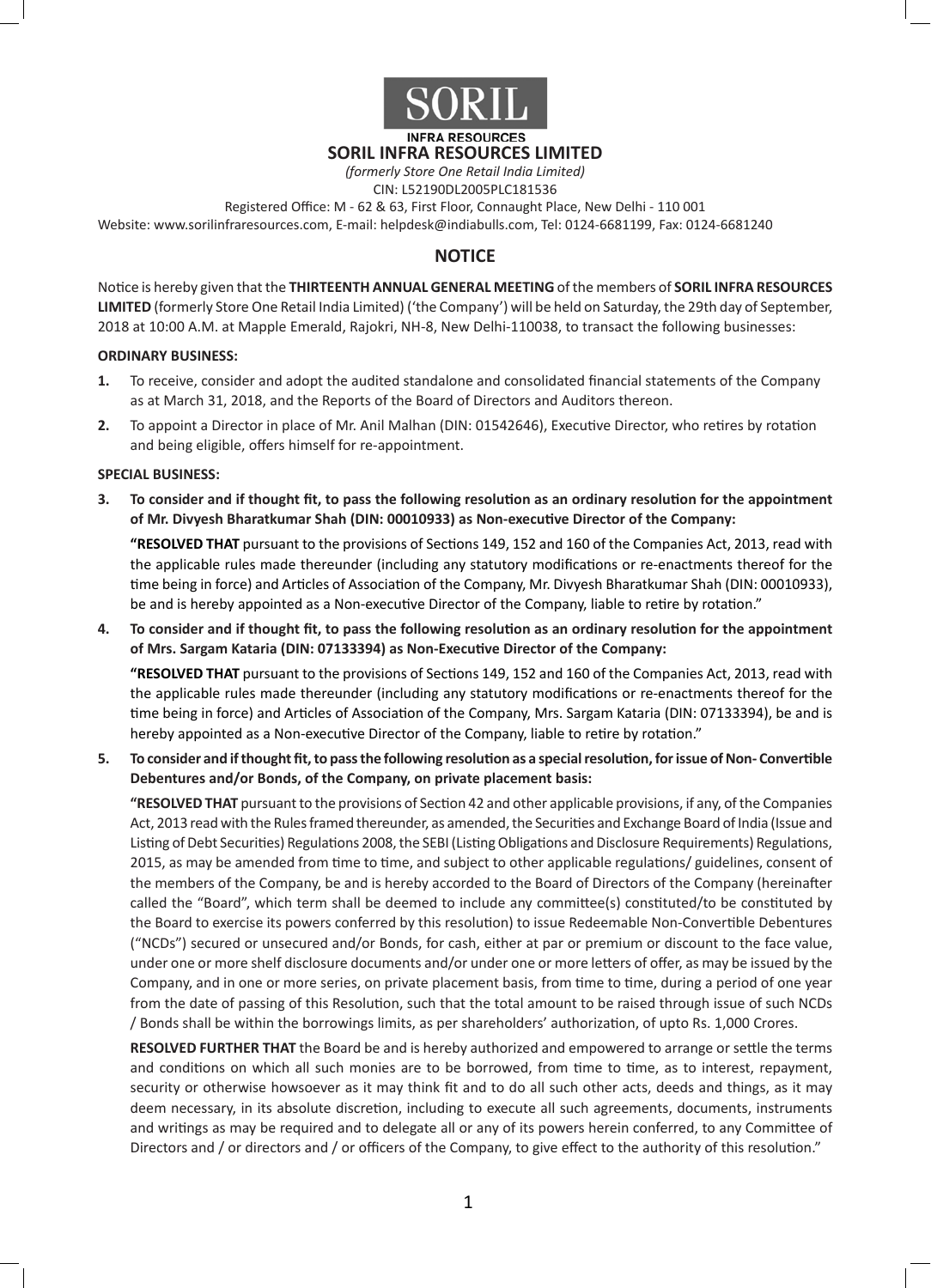# SORIL INFRA RESOURCES LIMITED

*(formerly Store One Retail India Limited)*

CIN: L52190DL2005PLC181536

Registered Office: M - 62 & 63, First Floor, Connaught Place, New Delhi - 110 001

Website: www.sorilinfraresources.com, E-mail: helpdesk@indiabulls.com, Tel: 0124-6681199, Fax: 0124-6681240

## NOTICE

Notice is hereby given that the **THIRTEENTH ANNUAL GENERAL MEETING** of the members of **SORIL INFRA RESOURCES LIMITED** (formerly Store One Retail India Limited) ('the Company') will be held on Saturday, the 29th day of September, 2018 at 10:00 A.M. at Mapple Emerald, Rajokri, NH-8, New Delhi-110038, to transact the following businesses:

### ORDINARY BUSINESS:

1. To receive, consider and adopt the audited standalone and consolidated financial statements of the Company as at March 31, 2018, and the Reports of the Board of Directors and Auditors thereon.
2. To appoint a Director in place of Mr. Anil Malhan (DIN: 01542646), Executive Director, who retires by rotation and being eligible, offers himself for re-appointment.

### SPECIAL BUSINESS:

3. **To consider and if thought fit, to pass the following resolution as an ordinary resolution for the appointment of Mr. Divyesh Bharatkumar Shah (DIN: 00010933) as Non-executive Director of the Company:**

   **"RESOLVED THAT** pursuant to the provisions of Sections 149, 152 and 160 of the Companies Act, 2013, read with the applicable rules made thereunder (including any statutory modifications or re-enactments thereof for the time being in force) and Articles of Association of the Company, Mr. Divyesh Bharatkumar Shah (DIN: 00010933), be and is hereby appointed as a Non-executive Director of the Company, liable to retire by rotation."

4. **To consider and if thought fit, to pass the following resolution as an ordinary resolution for the appointment of Mrs. Sargam Kataria (DIN: 07133394) as Non-Executive Director of the Company:**

   **"RESOLVED THAT** pursuant to the provisions of Sections 149, 152 and 160 of the Companies Act, 2013, read with the applicable rules made thereunder (including any statutory modifications or re-enactments thereof for the time being in force) and Articles of Association of the Company, Mrs. Sargam Kataria (DIN: 07133394), be and is hereby appointed as a Non-executive Director of the Company, liable to retire by rotation."

5. **To consider and if thought fit, to pass the following resolution as a special resolution, for issue of Non- Convertible Debentures and/or Bonds, of the Company, on private placement basis:**

   **"RESOLVED THAT** pursuant to the provisions of Section 42 and other applicable provisions, if any, of the Companies Act, 2013 read with the Rules framed thereunder, as amended, the Securities and Exchange Board of India (Issue and Listing of Debt Securities) Regulations 2008, the SEBI (Listing Obligations and Disclosure Requirements) Regulations, 2015, as may be amended from time to time, and subject to other applicable regulations/ guidelines, consent of the members of the Company, be and is hereby accorded to the Board of Directors of the Company (hereinafter called the "Board", which term shall be deemed to include any committee(s) constituted/to be constituted by the Board to exercise its powers conferred by this resolution) to issue Redeemable Non-Convertible Debentures ("NCDs") secured or unsecured and/or Bonds, for cash, either at par or premium or discount to the face value, under one or more shelf disclosure documents and/or under one or more letters of offer, as may be issued by the Company, and in one or more series, on private placement basis, from time to time, during a period of one year from the date of passing of this Resolution, such that the total amount to be raised through issue of such NCDs / Bonds shall be within the borrowings limits, as per shareholders' authorization, of upto Rs. 1,000 Crores.

   **RESOLVED FURTHER THAT** the Board be and is hereby authorized and empowered to arrange or settle the terms and conditions on which all such monies are to be borrowed, from time to time, as to interest, repayment, security or otherwise howsoever as it may think fit and to do all such other acts, deeds and things, as it may deem necessary, in its absolute discretion, including to execute all such agreements, documents, instruments and writings as may be required and to delegate all or any of its powers herein conferred, to any Committee of Directors and / or directors and / or officers of the Company, to give effect to the authority of this resolution."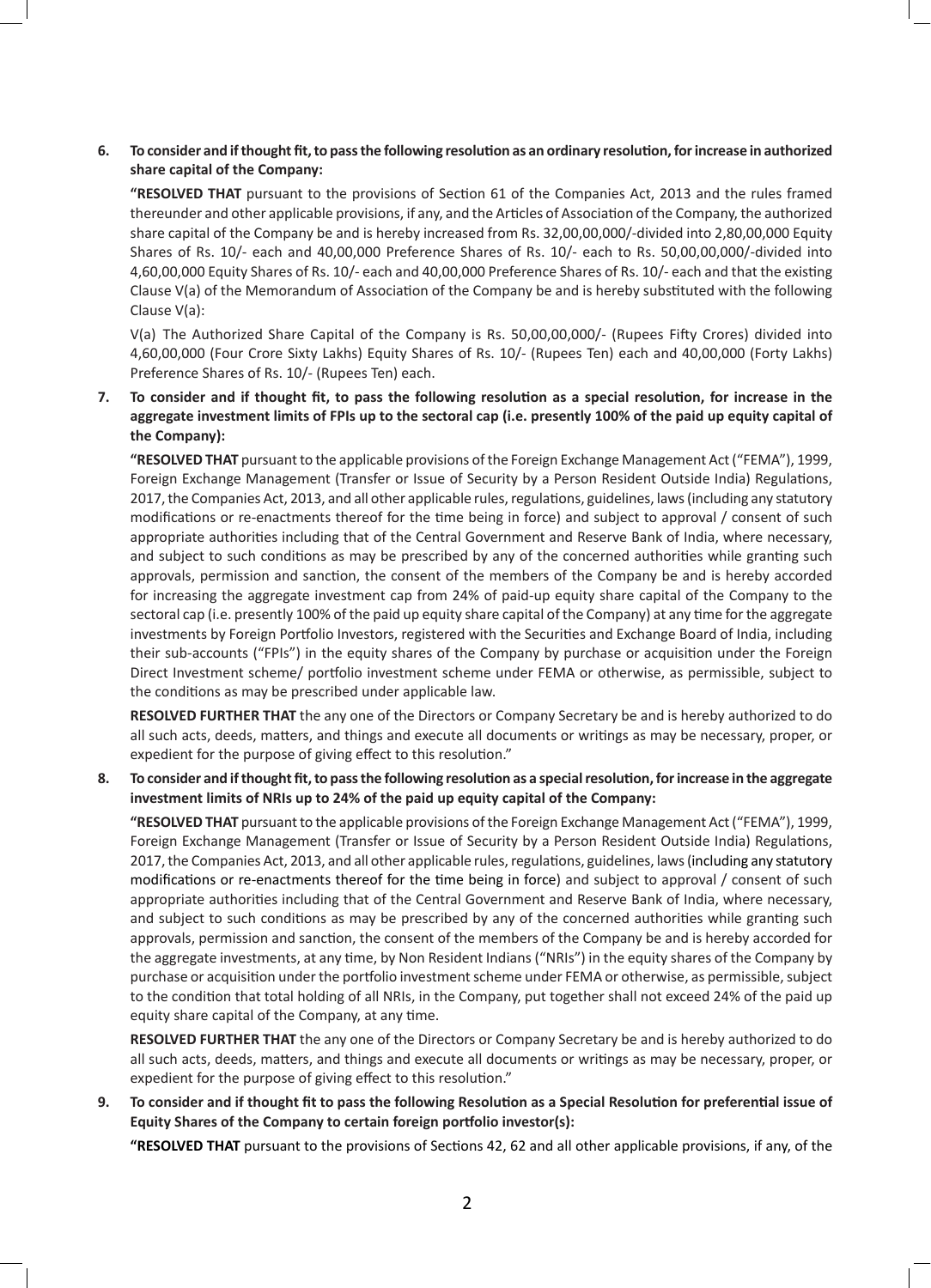**6. To consider and if thought fit, to pass the following resolution as an ordinary resolution, for increase in authorized share capital of the Company:**

**"RESOLVED THAT** pursuant to the provisions of Section 61 of the Companies Act, 2013 and the rules framed thereunder and other applicable provisions, if any, and the Articles of Association of the Company, the authorized share capital of the Company be and is hereby increased from Rs. 32,00,00,000/-divided into 2,80,00,000 Equity Shares of Rs. 10/- each and 40,00,000 Preference Shares of Rs. 10/- each to Rs. 50,00,00,000/-divided into 4,60,00,000 Equity Shares of Rs. 10/- each and 40,00,000 Preference Shares of Rs. 10/- each and that the existing Clause V(a) of the Memorandum of Association of the Company be and is hereby substituted with the following Clause V(a):

V(a) The Authorized Share Capital of the Company is Rs. 50,00,00,000/- (Rupees Fifty Crores) divided into 4,60,00,000 (Four Crore Sixty Lakhs) Equity Shares of Rs. 10/- (Rupees Ten) each and 40,00,000 (Forty Lakhs) Preference Shares of Rs. 10/- (Rupees Ten) each.

**7. To consider and if thought fit, to pass the following resolution as a special resolution, for increase in the aggregate investment limits of FPIs up to the sectoral cap (i.e. presently 100% of the paid up equity capital of the Company):**

**"RESOLVED THAT** pursuant to the applicable provisions of the Foreign Exchange Management Act ("FEMA"), 1999, Foreign Exchange Management (Transfer or Issue of Security by a Person Resident Outside India) Regulations, 2017, the Companies Act, 2013, and all other applicable rules, regulations, guidelines, laws (including any statutory modifications or re-enactments thereof for the time being in force) and subject to approval / consent of such appropriate authorities including that of the Central Government and Reserve Bank of India, where necessary, and subject to such conditions as may be prescribed by any of the concerned authorities while granting such approvals, permission and sanction, the consent of the members of the Company be and is hereby accorded for increasing the aggregate investment cap from 24% of paid-up equity share capital of the Company to the sectoral cap (i.e. presently 100% of the paid up equity share capital of the Company) at any time for the aggregate investments by Foreign Portfolio Investors, registered with the Securities and Exchange Board of India, including their sub-accounts ("FPIs") in the equity shares of the Company by purchase or acquisition under the Foreign Direct Investment scheme/ portfolio investment scheme under FEMA or otherwise, as permissible, subject to the conditions as may be prescribed under applicable law.

**RESOLVED FURTHER THAT** the any one of the Directors or Company Secretary be and is hereby authorized to do all such acts, deeds, matters, and things and execute all documents or writings as may be necessary, proper, or expedient for the purpose of giving effect to this resolution."

**8. To consider and if thought fit, to pass the following resolution as a special resolution, for increase in the aggregate investment limits of NRIs up to 24% of the paid up equity capital of the Company:**

**"RESOLVED THAT** pursuant to the applicable provisions of the Foreign Exchange Management Act ("FEMA"), 1999, Foreign Exchange Management (Transfer or Issue of Security by a Person Resident Outside India) Regulations, 2017, the Companies Act, 2013, and all other applicable rules, regulations, guidelines, laws (including any statutory modifications or re-enactments thereof for the time being in force) and subject to approval / consent of such appropriate authorities including that of the Central Government and Reserve Bank of India, where necessary, and subject to such conditions as may be prescribed by any of the concerned authorities while granting such approvals, permission and sanction, the consent of the members of the Company be and is hereby accorded for the aggregate investments, at any time, by Non Resident Indians ("NRIs") in the equity shares of the Company by purchase or acquisition under the portfolio investment scheme under FEMA or otherwise, as permissible, subject to the condition that total holding of all NRIs, in the Company, put together shall not exceed 24% of the paid up equity share capital of the Company, at any time.

**RESOLVED FURTHER THAT** the any one of the Directors or Company Secretary be and is hereby authorized to do all such acts, deeds, matters, and things and execute all documents or writings as may be necessary, proper, or expedient for the purpose of giving effect to this resolution."

**9. To consider and if thought fit to pass the following Resolution as a Special Resolution for preferential issue of Equity Shares of the Company to certain foreign portfolio investor(s):**

**"RESOLVED THAT** pursuant to the provisions of Sections 42, 62 and all other applicable provisions, if any, of the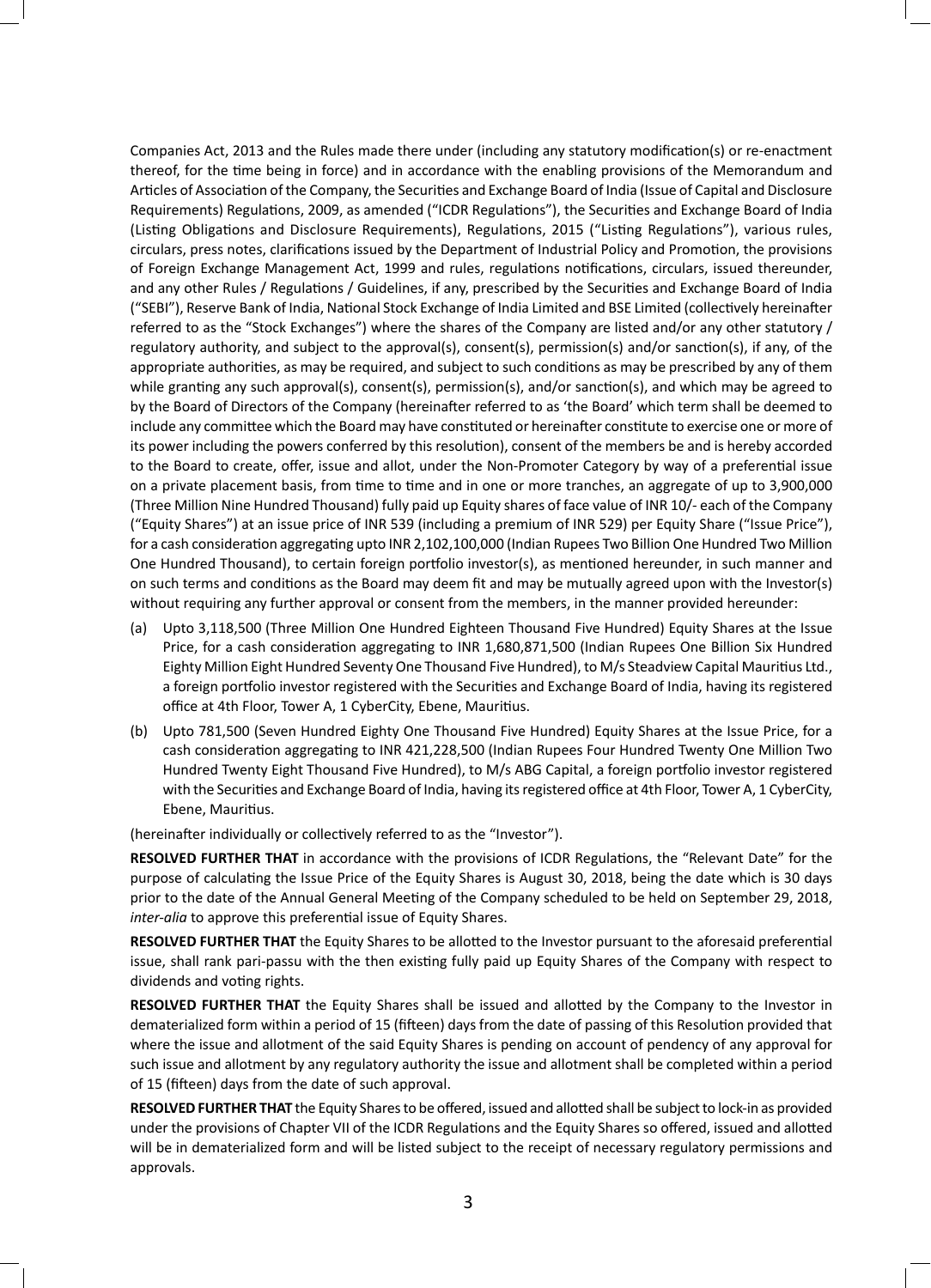Companies Act, 2013 and the Rules made there under (including any statutory modification(s) or re-enactment thereof, for the time being in force) and in accordance with the enabling provisions of the Memorandum and Articles of Association of the Company, the Securities and Exchange Board of India (Issue of Capital and Disclosure Requirements) Regulations, 2009, as amended ("ICDR Regulations"), the Securities and Exchange Board of India (Listing Obligations and Disclosure Requirements), Regulations, 2015 ("Listing Regulations"), various rules, circulars, press notes, clarifications issued by the Department of Industrial Policy and Promotion, the provisions of Foreign Exchange Management Act, 1999 and rules, regulations notifications, circulars, issued thereunder, and any other Rules / Regulations / Guidelines, if any, prescribed by the Securities and Exchange Board of India ("SEBI"), Reserve Bank of India, National Stock Exchange of India Limited and BSE Limited (collectively hereinafter referred to as the "Stock Exchanges") where the shares of the Company are listed and/or any other statutory / regulatory authority, and subject to the approval(s), consent(s), permission(s) and/or sanction(s), if any, of the appropriate authorities, as may be required, and subject to such conditions as may be prescribed by any of them while granting any such approval(s), consent(s), permission(s), and/or sanction(s), and which may be agreed to by the Board of Directors of the Company (hereinafter referred to as 'the Board' which term shall be deemed to include any committee which the Board may have constituted or hereinafter constitute to exercise one or more of its power including the powers conferred by this resolution), consent of the members be and is hereby accorded to the Board to create, offer, issue and allot, under the Non-Promoter Category by way of a preferential issue on a private placement basis, from time to time and in one or more tranches, an aggregate of up to 3,900,000 (Three Million Nine Hundred Thousand) fully paid up Equity shares of face value of INR 10/- each of the Company ("Equity Shares") at an issue price of INR 539 (including a premium of INR 529) per Equity Share ("Issue Price"), for a cash consideration aggregating upto INR 2,102,100,000 (Indian Rupees Two Billion One Hundred Two Million One Hundred Thousand), to certain foreign portfolio investor(s), as mentioned hereunder, in such manner and on such terms and conditions as the Board may deem fit and may be mutually agreed upon with the Investor(s) without requiring any further approval or consent from the members, in the manner provided hereunder:

(a) Upto 3,118,500 (Three Million One Hundred Eighteen Thousand Five Hundred) Equity Shares at the Issue Price, for a cash consideration aggregating to INR 1,680,871,500 (Indian Rupees One Billion Six Hundred Eighty Million Eight Hundred Seventy One Thousand Five Hundred), to M/s Steadview Capital Mauritius Ltd., a foreign portfolio investor registered with the Securities and Exchange Board of India, having its registered office at 4th Floor, Tower A, 1 CyberCity, Ebene, Mauritius.

(b) Upto 781,500 (Seven Hundred Eighty One Thousand Five Hundred) Equity Shares at the Issue Price, for a cash consideration aggregating to INR 421,228,500 (Indian Rupees Four Hundred Twenty One Million Two Hundred Twenty Eight Thousand Five Hundred), to M/s ABG Capital, a foreign portfolio investor registered with the Securities and Exchange Board of India, having its registered office at 4th Floor, Tower A, 1 CyberCity, Ebene, Mauritius.

(hereinafter individually or collectively referred to as the "Investor").

**RESOLVED FURTHER THAT** in accordance with the provisions of ICDR Regulations, the "Relevant Date" for the purpose of calculating the Issue Price of the Equity Shares is August 30, 2018, being the date which is 30 days prior to the date of the Annual General Meeting of the Company scheduled to be held on September 29, 2018, *inter-alia* to approve this preferential issue of Equity Shares.

**RESOLVED FURTHER THAT** the Equity Shares to be allotted to the Investor pursuant to the aforesaid preferential issue, shall rank pari-passu with the then existing fully paid up Equity Shares of the Company with respect to dividends and voting rights.

**RESOLVED FURTHER THAT** the Equity Shares shall be issued and allotted by the Company to the Investor in dematerialized form within a period of 15 (fifteen) days from the date of passing of this Resolution provided that where the issue and allotment of the said Equity Shares is pending on account of pendency of any approval for such issue and allotment by any regulatory authority the issue and allotment shall be completed within a period of 15 (fifteen) days from the date of such approval.

**RESOLVED FURTHER THAT** the Equity Shares to be offered, issued and allotted shall be subject to lock-in as provided under the provisions of Chapter VII of the ICDR Regulations and the Equity Shares so offered, issued and allotted will be in dematerialized form and will be listed subject to the receipt of necessary regulatory permissions and approvals.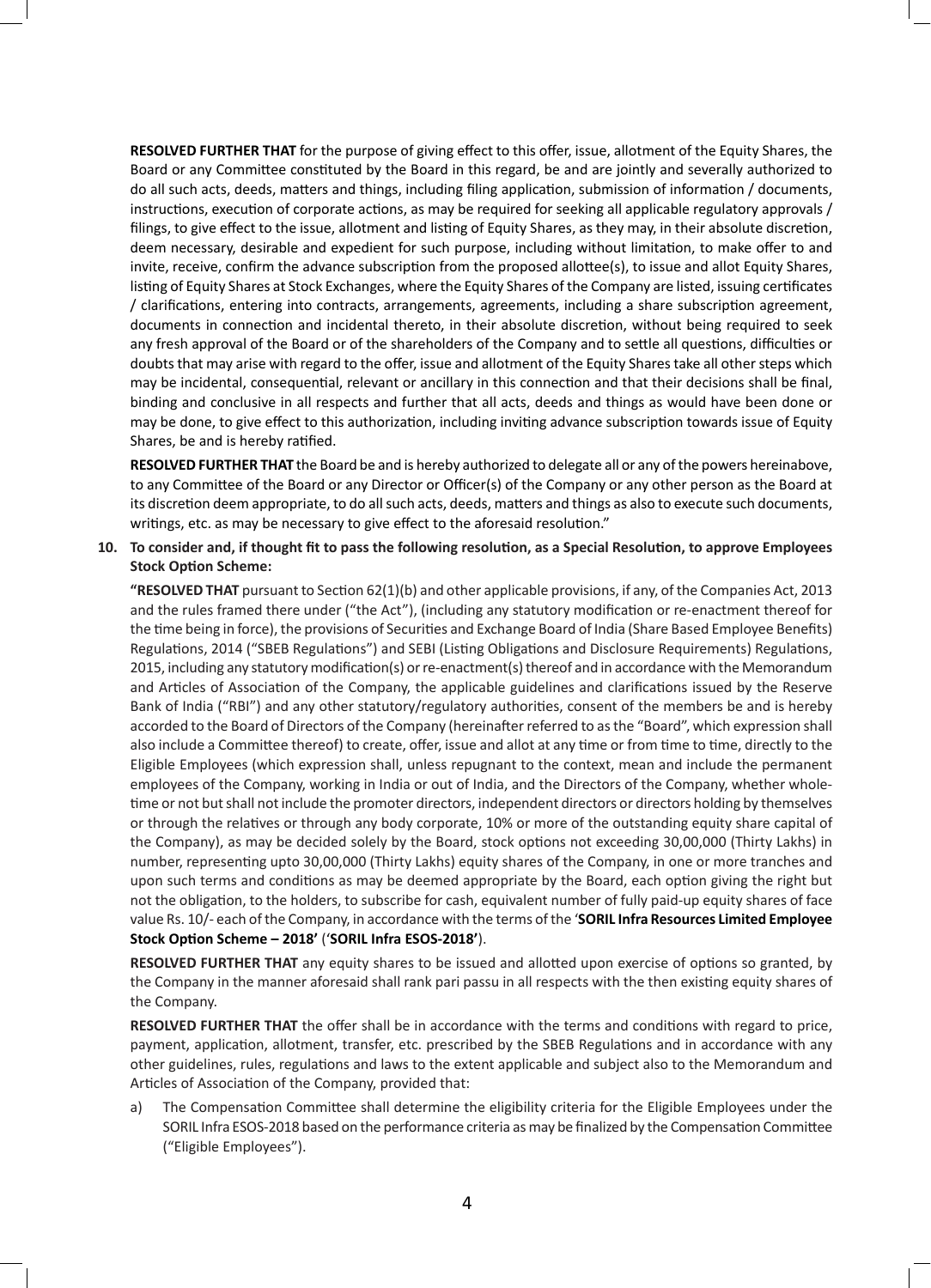**RESOLVED FURTHER THAT** for the purpose of giving effect to this offer, issue, allotment of the Equity Shares, the Board or any Committee constituted by the Board in this regard, be and are jointly and severally authorized to do all such acts, deeds, matters and things, including filing application, submission of information / documents, instructions, execution of corporate actions, as may be required for seeking all applicable regulatory approvals / filings, to give effect to the issue, allotment and listing of Equity Shares, as they may, in their absolute discretion, deem necessary, desirable and expedient for such purpose, including without limitation, to make offer to and invite, receive, confirm the advance subscription from the proposed allottee(s), to issue and allot Equity Shares, listing of Equity Shares at Stock Exchanges, where the Equity Shares of the Company are listed, issuing certificates / clarifications, entering into contracts, arrangements, agreements, including a share subscription agreement, documents in connection and incidental thereto, in their absolute discretion, without being required to seek any fresh approval of the Board or of the shareholders of the Company and to settle all questions, difficulties or doubts that may arise with regard to the offer, issue and allotment of the Equity Shares take all other steps which may be incidental, consequential, relevant or ancillary in this connection and that their decisions shall be final, binding and conclusive in all respects and further that all acts, deeds and things as would have been done or may be done, to give effect to this authorization, including inviting advance subscription towards issue of Equity Shares, be and is hereby ratified.

**RESOLVED FURTHER THAT** the Board be and is hereby authorized to delegate all or any of the powers hereinabove, to any Committee of the Board or any Director or Officer(s) of the Company or any other person as the Board at its discretion deem appropriate, to do all such acts, deeds, matters and things as also to execute such documents, writings, etc. as may be necessary to give effect to the aforesaid resolution."

10. **To consider and, if thought fit to pass the following resolution, as a Special Resolution, to approve Employees Stock Option Scheme:**

**"RESOLVED THAT** pursuant to Section 62(1)(b) and other applicable provisions, if any, of the Companies Act, 2013 and the rules framed there under ("the Act"), (including any statutory modification or re-enactment thereof for the time being in force), the provisions of Securities and Exchange Board of India (Share Based Employee Benefits) Regulations, 2014 ("SBEB Regulations") and SEBI (Listing Obligations and Disclosure Requirements) Regulations, 2015, including any statutory modification(s) or re-enactment(s) thereof and in accordance with the Memorandum and Articles of Association of the Company, the applicable guidelines and clarifications issued by the Reserve Bank of India ("RBI") and any other statutory/regulatory authorities, consent of the members be and is hereby accorded to the Board of Directors of the Company (hereinafter referred to as the "Board", which expression shall also include a Committee thereof) to create, offer, issue and allot at any time or from time to time, directly to the Eligible Employees (which expression shall, unless repugnant to the context, mean and include the permanent employees of the Company, working in India or out of India, and the Directors of the Company, whether whole-time or not but shall not include the promoter directors, independent directors or directors holding by themselves or through the relatives or through any body corporate, 10% or more of the outstanding equity share capital of the Company), as may be decided solely by the Board, stock options not exceeding 30,00,000 (Thirty Lakhs) in number, representing upto 30,00,000 (Thirty Lakhs) equity shares of the Company, in one or more tranches and upon such terms and conditions as may be deemed appropriate by the Board, each option giving the right but not the obligation, to the holders, to subscribe for cash, equivalent number of fully paid-up equity shares of face value Rs. 10/- each of the Company, in accordance with the terms of the '**SORIL Infra Resources Limited Employee Stock Option Scheme – 2018'** ('**SORIL Infra ESOS-2018'**).

**RESOLVED FURTHER THAT** any equity shares to be issued and allotted upon exercise of options so granted, by the Company in the manner aforesaid shall rank pari passu in all respects with the then existing equity shares of the Company.

**RESOLVED FURTHER THAT** the offer shall be in accordance with the terms and conditions with regard to price, payment, application, allotment, transfer, etc. prescribed by the SBEB Regulations and in accordance with any other guidelines, rules, regulations and laws to the extent applicable and subject also to the Memorandum and Articles of Association of the Company, provided that:

a) The Compensation Committee shall determine the eligibility criteria for the Eligible Employees under the SORIL Infra ESOS-2018 based on the performance criteria as may be finalized by the Compensation Committee ("Eligible Employees").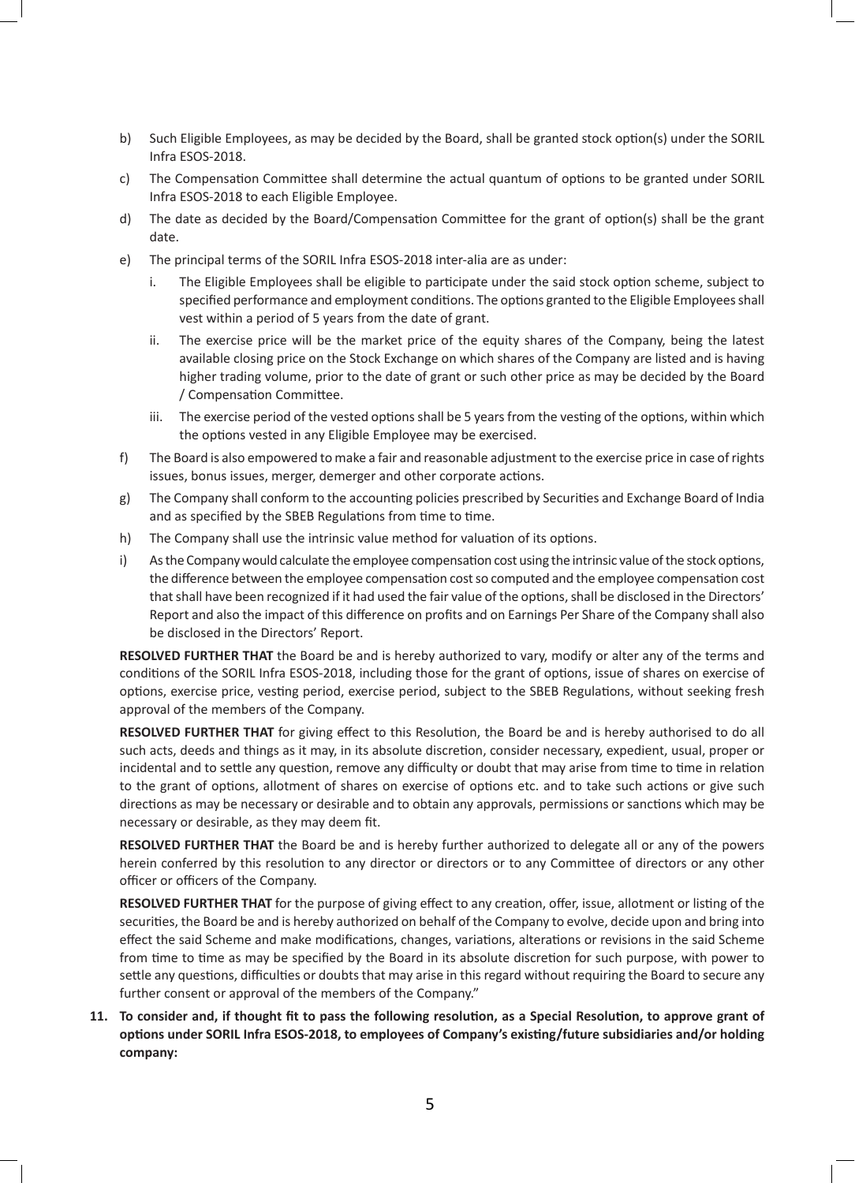b) Such Eligible Employees, as may be decided by the Board, shall be granted stock option(s) under the SORIL Infra ESOS-2018.

c) The Compensation Committee shall determine the actual quantum of options to be granted under SORIL Infra ESOS-2018 to each Eligible Employee.

d) The date as decided by the Board/Compensation Committee for the grant of option(s) shall be the grant date.

e) The principal terms of the SORIL Infra ESOS-2018 inter-alia are as under:

   i. The Eligible Employees shall be eligible to participate under the said stock option scheme, subject to specified performance and employment conditions. The options granted to the Eligible Employees shall vest within a period of 5 years from the date of grant.

   ii. The exercise price will be the market price of the equity shares of the Company, being the latest available closing price on the Stock Exchange on which shares of the Company are listed and is having higher trading volume, prior to the date of grant or such other price as may be decided by the Board / Compensation Committee.

   iii. The exercise period of the vested options shall be 5 years from the vesting of the options, within which the options vested in any Eligible Employee may be exercised.

f) The Board is also empowered to make a fair and reasonable adjustment to the exercise price in case of rights issues, bonus issues, merger, demerger and other corporate actions.

g) The Company shall conform to the accounting policies prescribed by Securities and Exchange Board of India and as specified by the SBEB Regulations from time to time.

h) The Company shall use the intrinsic value method for valuation of its options.

i) As the Company would calculate the employee compensation cost using the intrinsic value of the stock options, the difference between the employee compensation cost so computed and the employee compensation cost that shall have been recognized if it had used the fair value of the options, shall be disclosed in the Directors' Report and also the impact of this difference on profits and on Earnings Per Share of the Company shall also be disclosed in the Directors' Report.

**RESOLVED FURTHER THAT** the Board be and is hereby authorized to vary, modify or alter any of the terms and conditions of the SORIL Infra ESOS-2018, including those for the grant of options, issue of shares on exercise of options, exercise price, vesting period, exercise period, subject to the SBEB Regulations, without seeking fresh approval of the members of the Company.

**RESOLVED FURTHER THAT** for giving effect to this Resolution, the Board be and is hereby authorised to do all such acts, deeds and things as it may, in its absolute discretion, consider necessary, expedient, usual, proper or incidental and to settle any question, remove any difficulty or doubt that may arise from time to time in relation to the grant of options, allotment of shares on exercise of options etc. and to take such actions or give such directions as may be necessary or desirable and to obtain any approvals, permissions or sanctions which may be necessary or desirable, as they may deem fit.

**RESOLVED FURTHER THAT** the Board be and is hereby further authorized to delegate all or any of the powers herein conferred by this resolution to any director or directors or to any Committee of directors or any other officer or officers of the Company.

**RESOLVED FURTHER THAT** for the purpose of giving effect to any creation, offer, issue, allotment or listing of the securities, the Board be and is hereby authorized on behalf of the Company to evolve, decide upon and bring into effect the said Scheme and make modifications, changes, variations, alterations or revisions in the said Scheme from time to time as may be specified by the Board in its absolute discretion for such purpose, with power to settle any questions, difficulties or doubts that may arise in this regard without requiring the Board to secure any further consent or approval of the members of the Company."

**11. To consider and, if thought fit to pass the following resolution, as a Special Resolution, to approve grant of options under SORIL Infra ESOS-2018, to employees of Company's existing/future subsidiaries and/or holding company:**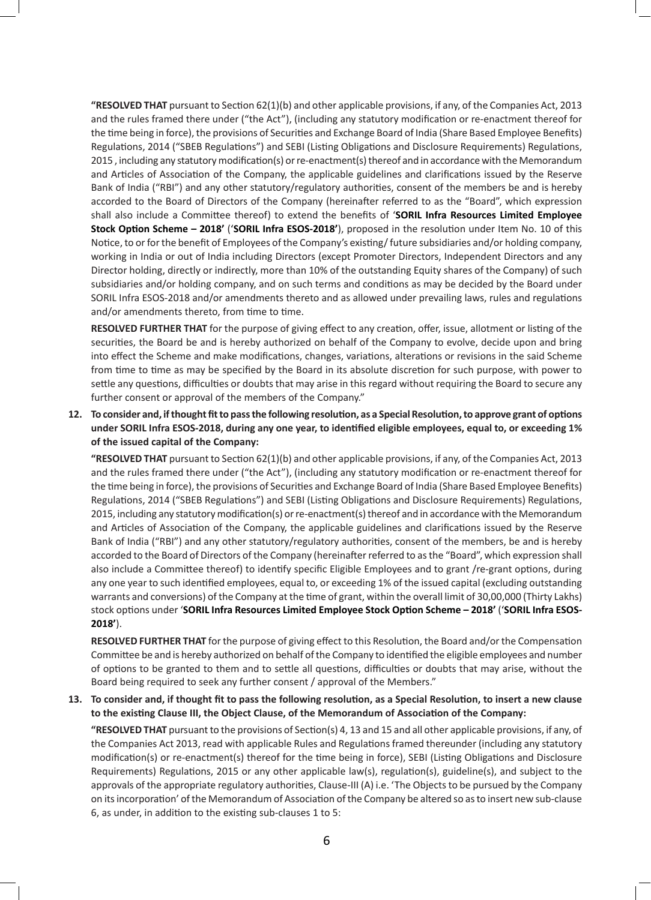**"RESOLVED THAT** pursuant to Section 62(1)(b) and other applicable provisions, if any, of the Companies Act, 2013 and the rules framed there under ("the Act"), (including any statutory modification or re-enactment thereof for the time being in force), the provisions of Securities and Exchange Board of India (Share Based Employee Benefits) Regulations, 2014 ("SBEB Regulations") and SEBI (Listing Obligations and Disclosure Requirements) Regulations, 2015 , including any statutory modification(s) or re-enactment(s) thereof and in accordance with the Memorandum and Articles of Association of the Company, the applicable guidelines and clarifications issued by the Reserve Bank of India ("RBI") and any other statutory/regulatory authorities, consent of the members be and is hereby accorded to the Board of Directors of the Company (hereinafter referred to as the "Board", which expression shall also include a Committee thereof) to extend the benefits of '**SORIL Infra Resources Limited Employee Stock Option Scheme – 2018'** ('**SORIL Infra ESOS-2018'**), proposed in the resolution under Item No. 10 of this Notice, to or for the benefit of Employees of the Company's existing/ future subsidiaries and/or holding company, working in India or out of India including Directors (except Promoter Directors, Independent Directors and any Director holding, directly or indirectly, more than 10% of the outstanding Equity shares of the Company) of such subsidiaries and/or holding company, and on such terms and conditions as may be decided by the Board under SORIL Infra ESOS-2018 and/or amendments thereto and as allowed under prevailing laws, rules and regulations and/or amendments thereto, from time to time.

**RESOLVED FURTHER THAT** for the purpose of giving effect to any creation, offer, issue, allotment or listing of the securities, the Board be and is hereby authorized on behalf of the Company to evolve, decide upon and bring into effect the Scheme and make modifications, changes, variations, alterations or revisions in the said Scheme from time to time as may be specified by the Board in its absolute discretion for such purpose, with power to settle any questions, difficulties or doubts that may arise in this regard without requiring the Board to secure any further consent or approval of the members of the Company."

**12. To consider and, if thought fit to pass the following resolution, as a Special Resolution, to approve grant of options under SORIL Infra ESOS-2018, during any one year, to identified eligible employees, equal to, or exceeding 1% of the issued capital of the Company:**

**"RESOLVED THAT** pursuant to Section 62(1)(b) and other applicable provisions, if any, of the Companies Act, 2013 and the rules framed there under ("the Act"), (including any statutory modification or re-enactment thereof for the time being in force), the provisions of Securities and Exchange Board of India (Share Based Employee Benefits) Regulations, 2014 ("SBEB Regulations") and SEBI (Listing Obligations and Disclosure Requirements) Regulations, 2015, including any statutory modification(s) or re-enactment(s) thereof and in accordance with the Memorandum and Articles of Association of the Company, the applicable guidelines and clarifications issued by the Reserve Bank of India ("RBI") and any other statutory/regulatory authorities, consent of the members, be and is hereby accorded to the Board of Directors of the Company (hereinafter referred to as the "Board", which expression shall also include a Committee thereof) to identify specific Eligible Employees and to grant /re-grant options, during any one year to such identified employees, equal to, or exceeding 1% of the issued capital (excluding outstanding warrants and conversions) of the Company at the time of grant, within the overall limit of 30,00,000 (Thirty Lakhs) stock options under '**SORIL Infra Resources Limited Employee Stock Option Scheme – 2018'** ('**SORIL Infra ESOS-2018'**).

**RESOLVED FURTHER THAT** for the purpose of giving effect to this Resolution, the Board and/or the Compensation Committee be and is hereby authorized on behalf of the Company to identified the eligible employees and number of options to be granted to them and to settle all questions, difficulties or doubts that may arise, without the Board being required to seek any further consent / approval of the Members."

**13. To consider and, if thought fit to pass the following resolution, as a Special Resolution, to insert a new clause to the existing Clause III, the Object Clause, of the Memorandum of Association of the Company:**

**"RESOLVED THAT** pursuant to the provisions of Section(s) 4, 13 and 15 and all other applicable provisions, if any, of the Companies Act 2013, read with applicable Rules and Regulations framed thereunder (including any statutory modification(s) or re-enactment(s) thereof for the time being in force), SEBI (Listing Obligations and Disclosure Requirements) Regulations, 2015 or any other applicable law(s), regulation(s), guideline(s), and subject to the approvals of the appropriate regulatory authorities, Clause-III (A) i.e. 'The Objects to be pursued by the Company on its incorporation' of the Memorandum of Association of the Company be altered so as to insert new sub-clause 6, as under, in addition to the existing sub-clauses 1 to 5: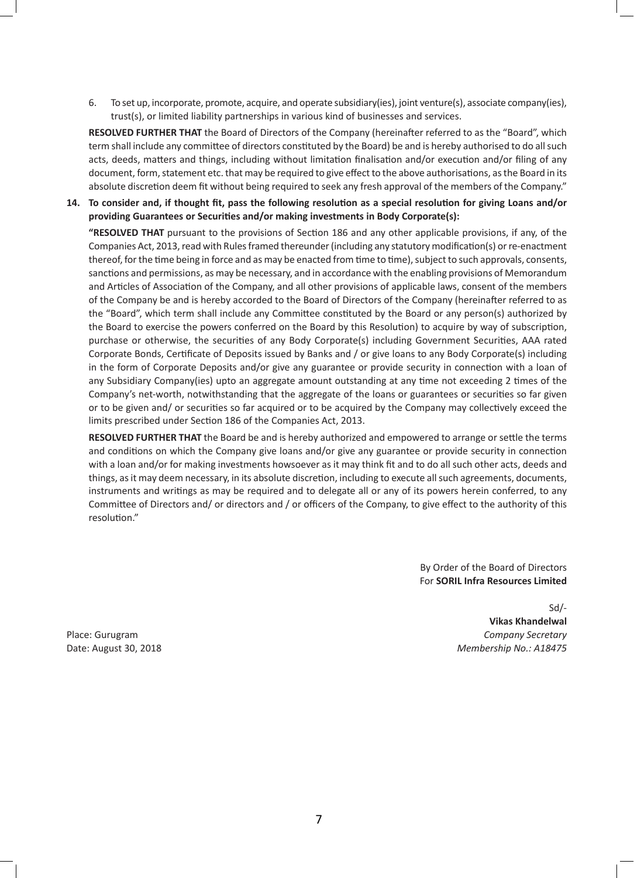6. To set up, incorporate, promote, acquire, and operate subsidiary(ies), joint venture(s), associate company(ies), trust(s), or limited liability partnerships in various kind of businesses and services.

**RESOLVED FURTHER THAT** the Board of Directors of the Company (hereinafter referred to as the "Board", which term shall include any committee of directors constituted by the Board) be and is hereby authorised to do all such acts, deeds, matters and things, including without limitation finalisation and/or execution and/or filing of any document, form, statement etc. that may be required to give effect to the above authorisations, as the Board in its absolute discretion deem fit without being required to seek any fresh approval of the members of the Company."

**14. To consider and, if thought fit, pass the following resolution as a special resolution for giving Loans and/or providing Guarantees or Securities and/or making investments in Body Corporate(s):**

**"RESOLVED THAT** pursuant to the provisions of Section 186 and any other applicable provisions, if any, of the Companies Act, 2013, read with Rules framed thereunder (including any statutory modification(s) or re-enactment thereof, for the time being in force and as may be enacted from time to time), subject to such approvals, consents, sanctions and permissions, as may be necessary, and in accordance with the enabling provisions of Memorandum and Articles of Association of the Company, and all other provisions of applicable laws, consent of the members of the Company be and is hereby accorded to the Board of Directors of the Company (hereinafter referred to as the "Board", which term shall include any Committee constituted by the Board or any person(s) authorized by the Board to exercise the powers conferred on the Board by this Resolution) to acquire by way of subscription, purchase or otherwise, the securities of any Body Corporate(s) including Government Securities, AAA rated Corporate Bonds, Certificate of Deposits issued by Banks and / or give loans to any Body Corporate(s) including in the form of Corporate Deposits and/or give any guarantee or provide security in connection with a loan of any Subsidiary Company(ies) upto an aggregate amount outstanding at any time not exceeding 2 times of the Company's net-worth, notwithstanding that the aggregate of the loans or guarantees or securities so far given or to be given and/ or securities so far acquired or to be acquired by the Company may collectively exceed the limits prescribed under Section 186 of the Companies Act, 2013.

**RESOLVED FURTHER THAT** the Board be and is hereby authorized and empowered to arrange or settle the terms and conditions on which the Company give loans and/or give any guarantee or provide security in connection with a loan and/or for making investments howsoever as it may think fit and to do all such other acts, deeds and things, as it may deem necessary, in its absolute discretion, including to execute all such agreements, documents, instruments and writings as may be required and to delegate all or any of its powers herein conferred, to any Committee of Directors and/ or directors and / or officers of the Company, to give effect to the authority of this resolution."

By Order of the Board of Directors
For **SORIL Infra Resources Limited**

Sd/-
**Vikas Khandelwal**
*Company Secretary*
*Membership No.: A18475*

Place: Gurugram
Date: August 30, 2018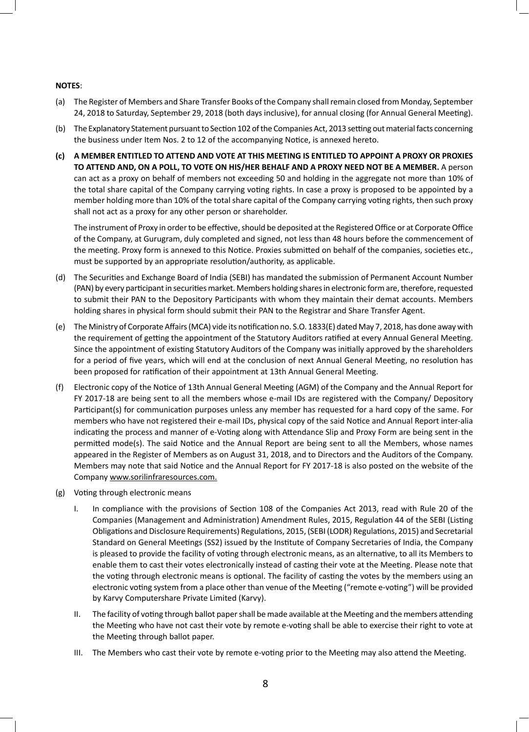**NOTES**:

(a) The Register of Members and Share Transfer Books of the Company shall remain closed from Monday, September 24, 2018 to Saturday, September 29, 2018 (both days inclusive), for annual closing (for Annual General Meeting).

(b) The Explanatory Statement pursuant to Section 102 of the Companies Act, 2013 setting out material facts concerning the business under Item Nos. 2 to 12 of the accompanying Notice, is annexed hereto.

**(c) A MEMBER ENTITLED TO ATTEND AND VOTE AT THIS MEETING IS ENTITLED TO APPOINT A PROXY OR PROXIES TO ATTEND AND, ON A POLL, TO VOTE ON HIS/HER BEHALF AND A PROXY NEED NOT BE A MEMBER.** A person can act as a proxy on behalf of members not exceeding 50 and holding in the aggregate not more than 10% of the total share capital of the Company carrying voting rights. In case a proxy is proposed to be appointed by a member holding more than 10% of the total share capital of the Company carrying voting rights, then such proxy shall not act as a proxy for any other person or shareholder.

The instrument of Proxy in order to be effective, should be deposited at the Registered Office or at Corporate Office of the Company, at Gurugram, duly completed and signed, not less than 48 hours before the commencement of the meeting. Proxy form is annexed to this Notice. Proxies submitted on behalf of the companies, societies etc., must be supported by an appropriate resolution/authority, as applicable.

(d) The Securities and Exchange Board of India (SEBI) has mandated the submission of Permanent Account Number (PAN) by every participant in securities market. Members holding shares in electronic form are, therefore, requested to submit their PAN to the Depository Participants with whom they maintain their demat accounts. Members holding shares in physical form should submit their PAN to the Registrar and Share Transfer Agent.

(e) The Ministry of Corporate Affairs (MCA) vide its notification no. S.O. 1833(E) dated May 7, 2018, has done away with the requirement of getting the appointment of the Statutory Auditors ratified at every Annual General Meeting. Since the appointment of existing Statutory Auditors of the Company was initially approved by the shareholders for a period of five years, which will end at the conclusion of next Annual General Meeting, no resolution has been proposed for ratification of their appointment at 13th Annual General Meeting.

(f) Electronic copy of the Notice of 13th Annual General Meeting (AGM) of the Company and the Annual Report for FY 2017-18 are being sent to all the members whose e-mail IDs are registered with the Company/ Depository Participant(s) for communication purposes unless any member has requested for a hard copy of the same. For members who have not registered their e-mail IDs, physical copy of the said Notice and Annual Report inter-alia indicating the process and manner of e-Voting along with Attendance Slip and Proxy Form are being sent in the permitted mode(s). The said Notice and the Annual Report are being sent to all the Members, whose names appeared in the Register of Members as on August 31, 2018, and to Directors and the Auditors of the Company. Members may note that said Notice and the Annual Report for FY 2017-18 is also posted on the website of the Company www.sorilinfraresources.com.

(g) Voting through electronic means

I. In compliance with the provisions of Section 108 of the Companies Act 2013, read with Rule 20 of the Companies (Management and Administration) Amendment Rules, 2015, Regulation 44 of the SEBI (Listing Obligations and Disclosure Requirements) Regulations, 2015, (SEBI (LODR) Regulations, 2015) and Secretarial Standard on General Meetings (SS2) issued by the Institute of Company Secretaries of India, the Company is pleased to provide the facility of voting through electronic means, as an alternative, to all its Members to enable them to cast their votes electronically instead of casting their vote at the Meeting. Please note that the voting through electronic means is optional. The facility of casting the votes by the members using an electronic voting system from a place other than venue of the Meeting ("remote e-voting") will be provided by Karvy Computershare Private Limited (Karvy).

II. The facility of voting through ballot paper shall be made available at the Meeting and the members attending the Meeting who have not cast their vote by remote e-voting shall be able to exercise their right to vote at the Meeting through ballot paper.

III. The Members who cast their vote by remote e-voting prior to the Meeting may also attend the Meeting.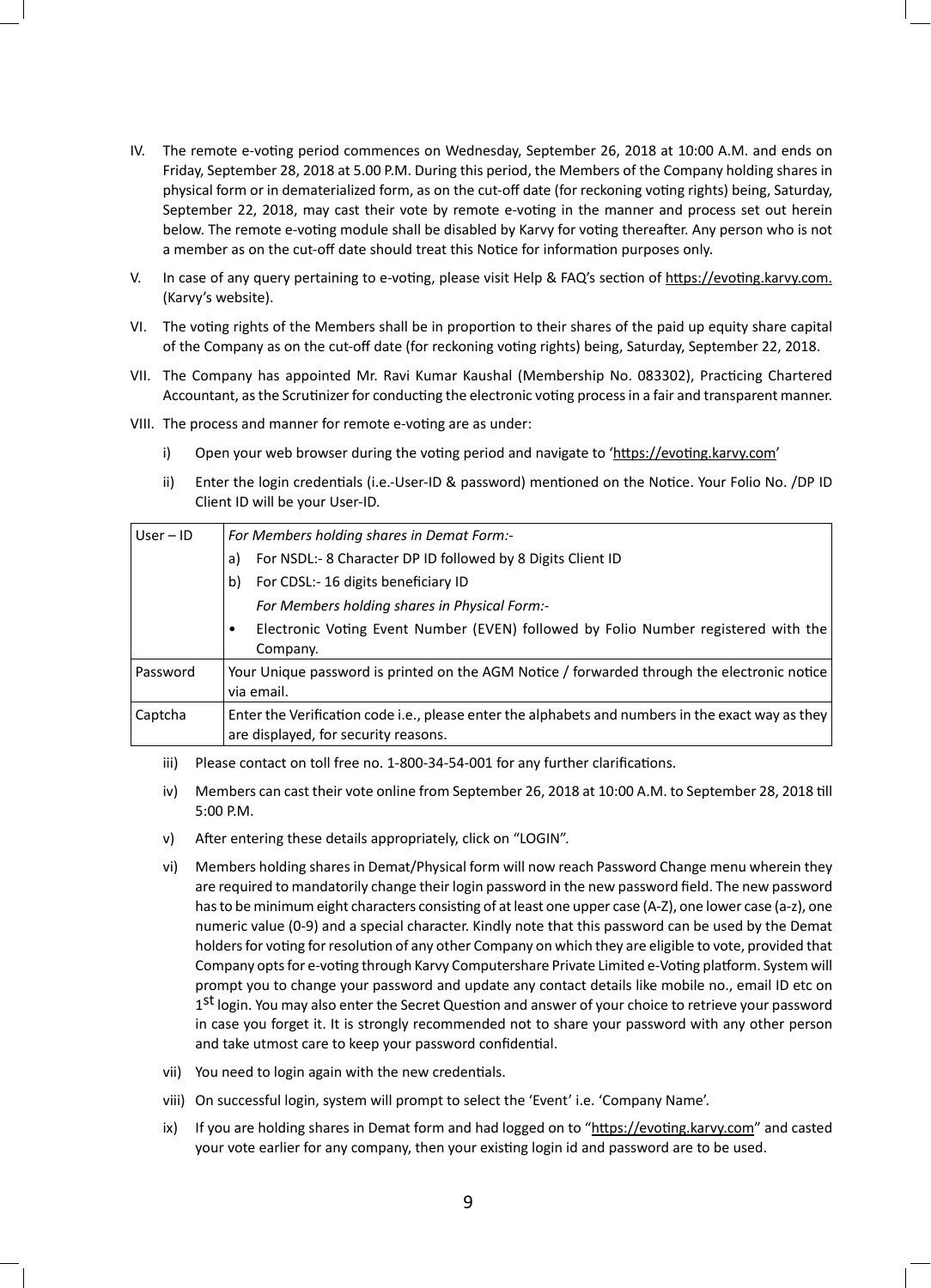IV. The remote e-voting period commences on Wednesday, September 26, 2018 at 10:00 A.M. and ends on Friday, September 28, 2018 at 5.00 P.M. During this period, the Members of the Company holding shares in physical form or in dematerialized form, as on the cut-off date (for reckoning voting rights) being, Saturday, September 22, 2018, may cast their vote by remote e-voting in the manner and process set out herein below. The remote e-voting module shall be disabled by Karvy for voting thereafter. Any person who is not a member as on the cut-off date should treat this Notice for information purposes only.

V. In case of any query pertaining to e-voting, please visit Help & FAQ's section of https://evoting.karvy.com. (Karvy's website).

VI. The voting rights of the Members shall be in proportion to their shares of the paid up equity share capital of the Company as on the cut-off date (for reckoning voting rights) being, Saturday, September 22, 2018.

VII. The Company has appointed Mr. Ravi Kumar Kaushal (Membership No. 083302), Practicing Chartered Accountant, as the Scrutinizer for conducting the electronic voting process in a fair and transparent manner.

VIII. The process and manner for remote e-voting are as under:

i) Open your web browser during the voting period and navigate to 'https://evoting.karvy.com'

ii) Enter the login credentials (i.e.-User-ID & password) mentioned on the Notice. Your Folio No. /DP ID Client ID will be your User-ID.

| | |
|---|---|
| User – ID | *For Members holding shares in Demat Form:-*<br>a) For NSDL:- 8 Character DP ID followed by 8 Digits Client ID<br>b) For CDSL:- 16 digits beneficiary ID<br>*For Members holding shares in Physical Form:-*<br>• Electronic Voting Event Number (EVEN) followed by Folio Number registered with the Company. |
| Password | Your Unique password is printed on the AGM Notice / forwarded through the electronic notice via email. |
| Captcha | Enter the Verification code i.e., please enter the alphabets and numbers in the exact way as they are displayed, for security reasons. |

iii) Please contact on toll free no. 1-800-34-54-001 for any further clarifications.

iv) Members can cast their vote online from September 26, 2018 at 10:00 A.M. to September 28, 2018 till 5:00 P.M.

v) After entering these details appropriately, click on "LOGIN".

vi) Members holding shares in Demat/Physical form will now reach Password Change menu wherein they are required to mandatorily change their login password in the new password field. The new password has to be minimum eight characters consisting of at least one upper case (A-Z), one lower case (a-z), one numeric value (0-9) and a special character. Kindly note that this password can be used by the Demat holders for voting for resolution of any other Company on which they are eligible to vote, provided that Company opts for e-voting through Karvy Computershare Private Limited e-Voting platform. System will prompt you to change your password and update any contact details like mobile no., email ID etc on 1st login. You may also enter the Secret Question and answer of your choice to retrieve your password in case you forget it. It is strongly recommended not to share your password with any other person and take utmost care to keep your password confidential.

vii) You need to login again with the new credentials.

viii) On successful login, system will prompt to select the 'Event' i.e. 'Company Name'.

ix) If you are holding shares in Demat form and had logged on to "https://evoting.karvy.com" and casted your vote earlier for any company, then your existing login id and password are to be used.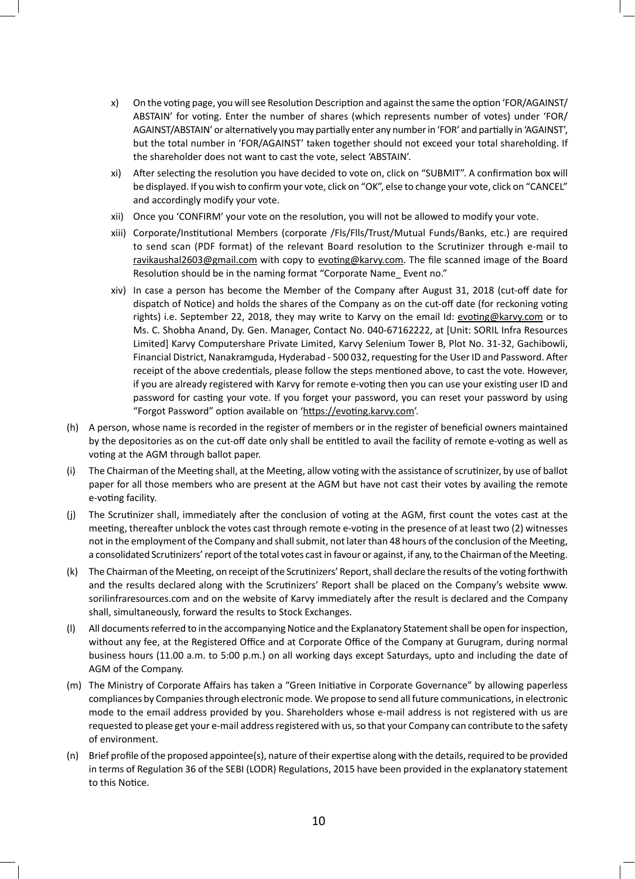x) On the voting page, you will see Resolution Description and against the same the option 'FOR/AGAINST/ ABSTAIN' for voting. Enter the number of shares (which represents number of votes) under 'FOR/ AGAINST/ABSTAIN' or alternatively you may partially enter any number in 'FOR' and partially in 'AGAINST', but the total number in 'FOR/AGAINST' taken together should not exceed your total shareholding. If the shareholder does not want to cast the vote, select 'ABSTAIN'.

xi) After selecting the resolution you have decided to vote on, click on "SUBMIT". A confirmation box will be displayed. If you wish to confirm your vote, click on "OK", else to change your vote, click on "CANCEL" and accordingly modify your vote.

xii) Once you 'CONFIRM' your vote on the resolution, you will not be allowed to modify your vote.

xiii) Corporate/Institutional Members (corporate /Fls/Flls/Trust/Mutual Funds/Banks, etc.) are required to send scan (PDF format) of the relevant Board resolution to the Scrutinizer through e-mail to ravikaushal2603@gmail.com with copy to evoting@karvy.com. The file scanned image of the Board Resolution should be in the naming format "Corporate Name_ Event no."

xiv) In case a person has become the Member of the Company after August 31, 2018 (cut-off date for dispatch of Notice) and holds the shares of the Company as on the cut-off date (for reckoning voting rights) i.e. September 22, 2018, they may write to Karvy on the email Id: evoting@karvy.com or to Ms. C. Shobha Anand, Dy. Gen. Manager, Contact No. 040-67162222, at [Unit: SORIL Infra Resources Limited] Karvy Computershare Private Limited, Karvy Selenium Tower B, Plot No. 31-32, Gachibowli, Financial District, Nanakramguda, Hyderabad - 500 032, requesting for the User ID and Password. After receipt of the above credentials, please follow the steps mentioned above, to cast the vote. However, if you are already registered with Karvy for remote e-voting then you can use your existing user ID and password for casting your vote. If you forget your password, you can reset your password by using "Forgot Password" option available on 'https://evoting.karvy.com'.

(h) A person, whose name is recorded in the register of members or in the register of beneficial owners maintained by the depositories as on the cut-off date only shall be entitled to avail the facility of remote e-voting as well as voting at the AGM through ballot paper.

(i) The Chairman of the Meeting shall, at the Meeting, allow voting with the assistance of scrutinizer, by use of ballot paper for all those members who are present at the AGM but have not cast their votes by availing the remote e-voting facility.

(j) The Scrutinizer shall, immediately after the conclusion of voting at the AGM, first count the votes cast at the meeting, thereafter unblock the votes cast through remote e-voting in the presence of at least two (2) witnesses not in the employment of the Company and shall submit, not later than 48 hours of the conclusion of the Meeting, a consolidated Scrutinizers' report of the total votes cast in favour or against, if any, to the Chairman of the Meeting.

(k) The Chairman of the Meeting, on receipt of the Scrutinizers' Report, shall declare the results of the voting forthwith and the results declared along with the Scrutinizers' Report shall be placed on the Company's website www. sorilinfraresources.com and on the website of Karvy immediately after the result is declared and the Company shall, simultaneously, forward the results to Stock Exchanges.

(l) All documents referred to in the accompanying Notice and the Explanatory Statement shall be open for inspection, without any fee, at the Registered Office and at Corporate Office of the Company at Gurugram, during normal business hours (11.00 a.m. to 5:00 p.m.) on all working days except Saturdays, upto and including the date of AGM of the Company.

(m) The Ministry of Corporate Affairs has taken a "Green Initiative in Corporate Governance" by allowing paperless compliances by Companies through electronic mode. We propose to send all future communications, in electronic mode to the email address provided by you. Shareholders whose e-mail address is not registered with us are requested to please get your e-mail address registered with us, so that your Company can contribute to the safety of environment.

(n) Brief profile of the proposed appointee(s), nature of their expertise along with the details, required to be provided in terms of Regulation 36 of the SEBI (LODR) Regulations, 2015 have been provided in the explanatory statement to this Notice.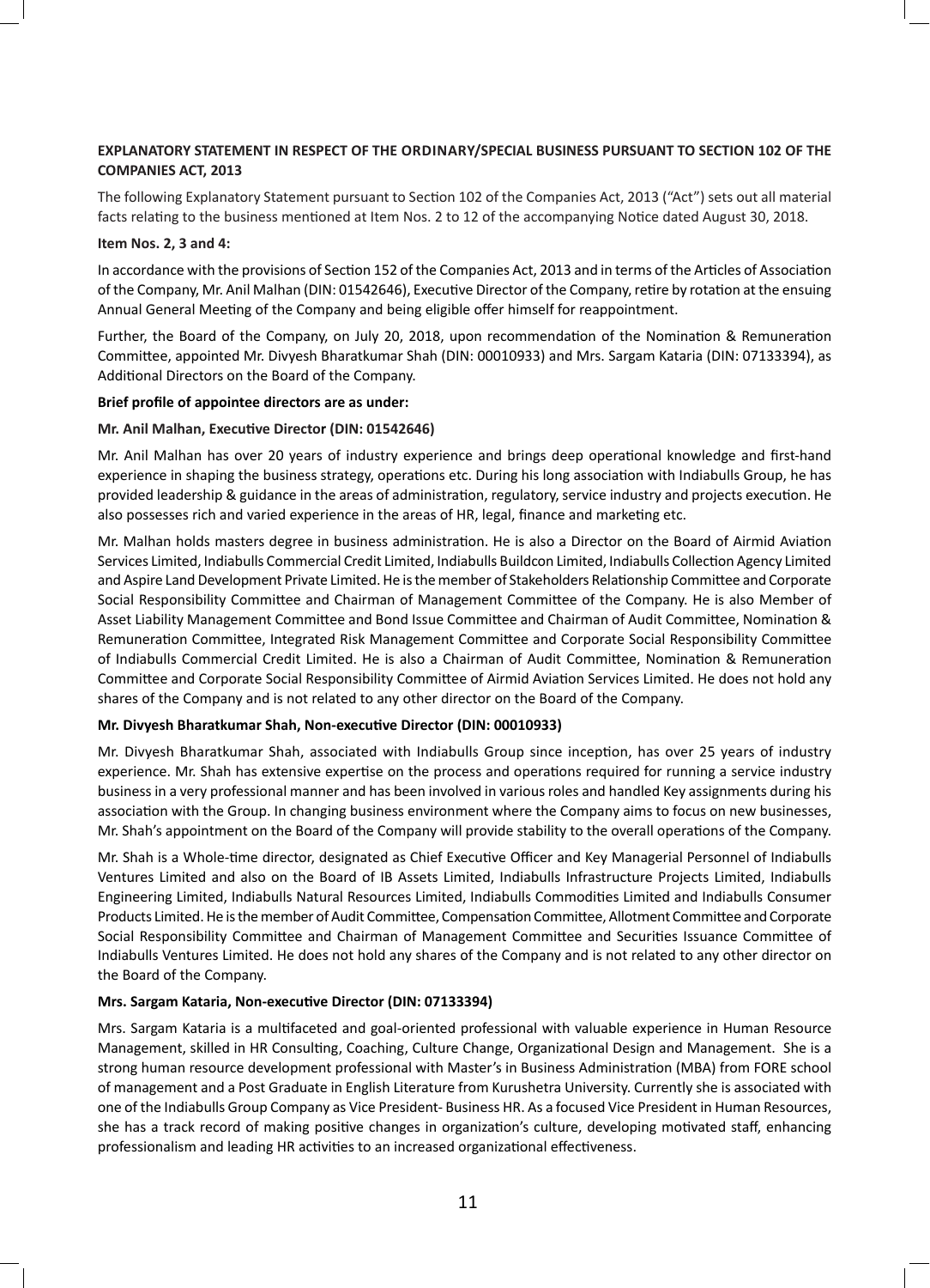**EXPLANATORY STATEMENT IN RESPECT OF THE ORDINARY/SPECIAL BUSINESS PURSUANT TO SECTION 102 OF THE COMPANIES ACT, 2013**

The following Explanatory Statement pursuant to Section 102 of the Companies Act, 2013 ("Act") sets out all material facts relating to the business mentioned at Item Nos. 2 to 12 of the accompanying Notice dated August 30, 2018.

**Item Nos. 2, 3 and 4:**

In accordance with the provisions of Section 152 of the Companies Act, 2013 and in terms of the Articles of Association of the Company, Mr. Anil Malhan (DIN: 01542646), Executive Director of the Company, retire by rotation at the ensuing Annual General Meeting of the Company and being eligible offer himself for reappointment.

Further, the Board of the Company, on July 20, 2018, upon recommendation of the Nomination & Remuneration Committee, appointed Mr. Divyesh Bharatkumar Shah (DIN: 00010933) and Mrs. Sargam Kataria (DIN: 07133394), as Additional Directors on the Board of the Company.

**Brief profile of appointee directors are as under:**

**Mr. Anil Malhan, Executive Director (DIN: 01542646)**

Mr. Anil Malhan has over 20 years of industry experience and brings deep operational knowledge and first-hand experience in shaping the business strategy, operations etc. During his long association with Indiabulls Group, he has provided leadership & guidance in the areas of administration, regulatory, service industry and projects execution. He also possesses rich and varied experience in the areas of HR, legal, finance and marketing etc.

Mr. Malhan holds masters degree in business administration. He is also a Director on the Board of Airmid Aviation Services Limited, Indiabulls Commercial Credit Limited, Indiabulls Buildcon Limited, Indiabulls Collection Agency Limited and Aspire Land Development Private Limited. He is the member of Stakeholders Relationship Committee and Corporate Social Responsibility Committee and Chairman of Management Committee of the Company. He is also Member of Asset Liability Management Committee and Bond Issue Committee and Chairman of Audit Committee, Nomination & Remuneration Committee, Integrated Risk Management Committee and Corporate Social Responsibility Committee of Indiabulls Commercial Credit Limited. He is also a Chairman of Audit Committee, Nomination & Remuneration Committee and Corporate Social Responsibility Committee of Airmid Aviation Services Limited. He does not hold any shares of the Company and is not related to any other director on the Board of the Company.

**Mr. Divyesh Bharatkumar Shah, Non-executive Director (DIN: 00010933)**

Mr. Divyesh Bharatkumar Shah, associated with Indiabulls Group since inception, has over 25 years of industry experience. Mr. Shah has extensive expertise on the process and operations required for running a service industry business in a very professional manner and has been involved in various roles and handled Key assignments during his association with the Group. In changing business environment where the Company aims to focus on new businesses, Mr. Shah's appointment on the Board of the Company will provide stability to the overall operations of the Company.

Mr. Shah is a Whole-time director, designated as Chief Executive Officer and Key Managerial Personnel of Indiabulls Ventures Limited and also on the Board of IB Assets Limited, Indiabulls Infrastructure Projects Limited, Indiabulls Engineering Limited, Indiabulls Natural Resources Limited, Indiabulls Commodities Limited and Indiabulls Consumer Products Limited. He is the member of Audit Committee, Compensation Committee, Allotment Committee and Corporate Social Responsibility Committee and Chairman of Management Committee and Securities Issuance Committee of Indiabulls Ventures Limited. He does not hold any shares of the Company and is not related to any other director on the Board of the Company.

**Mrs. Sargam Kataria, Non-executive Director (DIN: 07133394)**

Mrs. Sargam Kataria is a multifaceted and goal-oriented professional with valuable experience in Human Resource Management, skilled in HR Consulting, Coaching, Culture Change, Organizational Design and Management. She is a strong human resource development professional with Master's in Business Administration (MBA) from FORE school of management and a Post Graduate in English Literature from Kurushetra University. Currently she is associated with one of the Indiabulls Group Company as Vice President- Business HR. As a focused Vice President in Human Resources, she has a track record of making positive changes in organization's culture, developing motivated staff, enhancing professionalism and leading HR activities to an increased organizational effectiveness.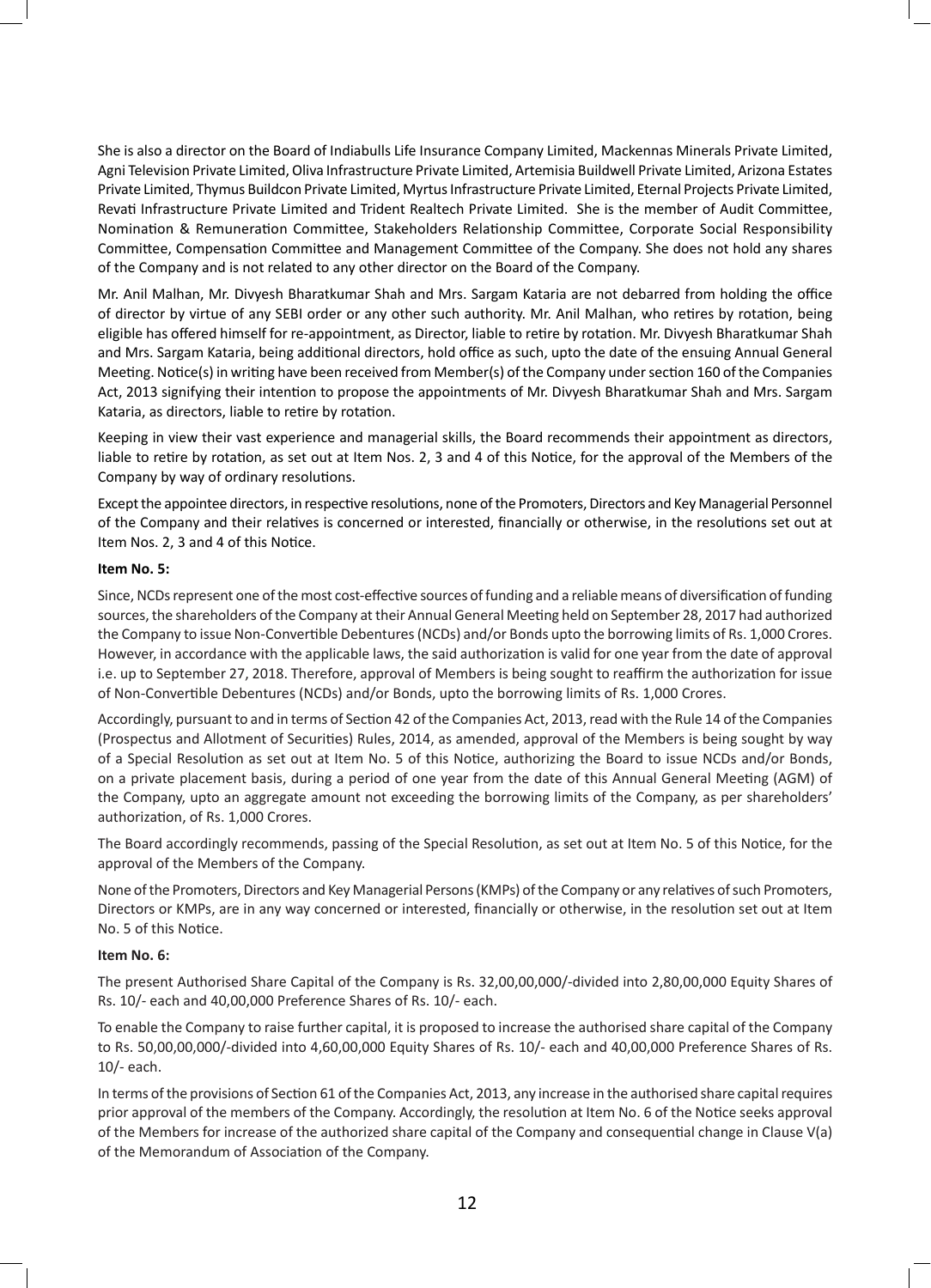She is also a director on the Board of Indiabulls Life Insurance Company Limited, Mackennas Minerals Private Limited, Agni Television Private Limited, Oliva Infrastructure Private Limited, Artemisia Buildwell Private Limited, Arizona Estates Private Limited, Thymus Buildcon Private Limited, Myrtus Infrastructure Private Limited, Eternal Projects Private Limited, Revati Infrastructure Private Limited and Trident Realtech Private Limited. She is the member of Audit Committee, Nomination & Remuneration Committee, Stakeholders Relationship Committee, Corporate Social Responsibility Committee, Compensation Committee and Management Committee of the Company. She does not hold any shares of the Company and is not related to any other director on the Board of the Company.

Mr. Anil Malhan, Mr. Divyesh Bharatkumar Shah and Mrs. Sargam Kataria are not debarred from holding the office of director by virtue of any SEBI order or any other such authority. Mr. Anil Malhan, who retires by rotation, being eligible has offered himself for re-appointment, as Director, liable to retire by rotation. Mr. Divyesh Bharatkumar Shah and Mrs. Sargam Kataria, being additional directors, hold office as such, upto the date of the ensuing Annual General Meeting. Notice(s) in writing have been received from Member(s) of the Company under section 160 of the Companies Act, 2013 signifying their intention to propose the appointments of Mr. Divyesh Bharatkumar Shah and Mrs. Sargam Kataria, as directors, liable to retire by rotation.

Keeping in view their vast experience and managerial skills, the Board recommends their appointment as directors, liable to retire by rotation, as set out at Item Nos. 2, 3 and 4 of this Notice, for the approval of the Members of the Company by way of ordinary resolutions.

Except the appointee directors, in respective resolutions, none of the Promoters, Directors and Key Managerial Personnel of the Company and their relatives is concerned or interested, financially or otherwise, in the resolutions set out at Item Nos. 2, 3 and 4 of this Notice.

**Item No. 5:**

Since, NCDs represent one of the most cost-effective sources of funding and a reliable means of diversification of funding sources, the shareholders of the Company at their Annual General Meeting held on September 28, 2017 had authorized the Company to issue Non-Convertible Debentures (NCDs) and/or Bonds upto the borrowing limits of Rs. 1,000 Crores. However, in accordance with the applicable laws, the said authorization is valid for one year from the date of approval i.e. up to September 27, 2018. Therefore, approval of Members is being sought to reaffirm the authorization for issue of Non-Convertible Debentures (NCDs) and/or Bonds, upto the borrowing limits of Rs. 1,000 Crores.

Accordingly, pursuant to and in terms of Section 42 of the Companies Act, 2013, read with the Rule 14 of the Companies (Prospectus and Allotment of Securities) Rules, 2014, as amended, approval of the Members is being sought by way of a Special Resolution as set out at Item No. 5 of this Notice, authorizing the Board to issue NCDs and/or Bonds, on a private placement basis, during a period of one year from the date of this Annual General Meeting (AGM) of the Company, upto an aggregate amount not exceeding the borrowing limits of the Company, as per shareholders' authorization, of Rs. 1,000 Crores.

The Board accordingly recommends, passing of the Special Resolution, as set out at Item No. 5 of this Notice, for the approval of the Members of the Company.

None of the Promoters, Directors and Key Managerial Persons (KMPs) of the Company or any relatives of such Promoters, Directors or KMPs, are in any way concerned or interested, financially or otherwise, in the resolution set out at Item No. 5 of this Notice.

**Item No. 6:**

The present Authorised Share Capital of the Company is Rs. 32,00,00,000/-divided into 2,80,00,000 Equity Shares of Rs. 10/- each and 40,00,000 Preference Shares of Rs. 10/- each.

To enable the Company to raise further capital, it is proposed to increase the authorised share capital of the Company to Rs. 50,00,00,000/-divided into 4,60,00,000 Equity Shares of Rs. 10/- each and 40,00,000 Preference Shares of Rs. 10/- each.

In terms of the provisions of Section 61 of the Companies Act, 2013, any increase in the authorised share capital requires prior approval of the members of the Company. Accordingly, the resolution at Item No. 6 of the Notice seeks approval of the Members for increase of the authorized share capital of the Company and consequential change in Clause V(a) of the Memorandum of Association of the Company.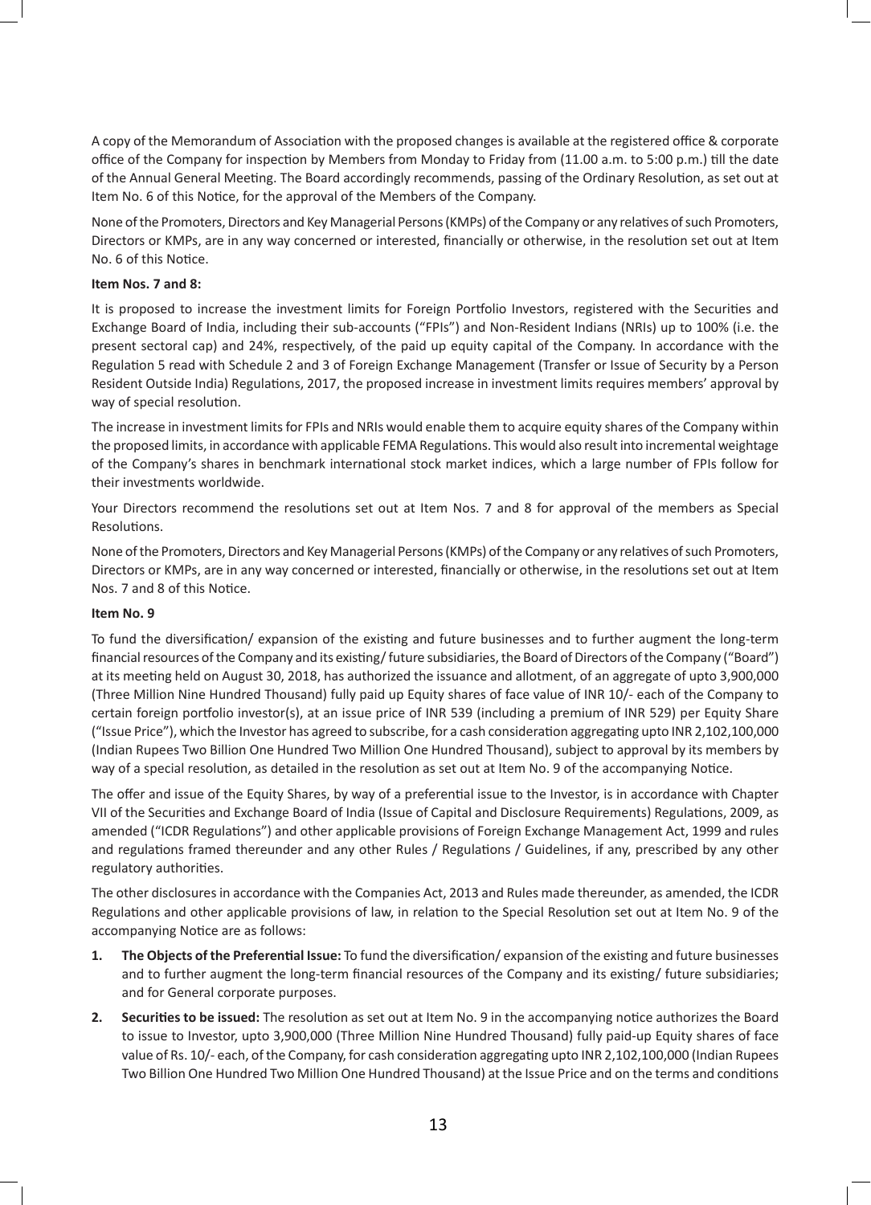A copy of the Memorandum of Association with the proposed changes is available at the registered office & corporate office of the Company for inspection by Members from Monday to Friday from (11.00 a.m. to 5:00 p.m.) till the date of the Annual General Meeting. The Board accordingly recommends, passing of the Ordinary Resolution, as set out at Item No. 6 of this Notice, for the approval of the Members of the Company.

None of the Promoters, Directors and Key Managerial Persons (KMPs) of the Company or any relatives of such Promoters, Directors or KMPs, are in any way concerned or interested, financially or otherwise, in the resolution set out at Item No. 6 of this Notice.

**Item Nos. 7 and 8:**

It is proposed to increase the investment limits for Foreign Portfolio Investors, registered with the Securities and Exchange Board of India, including their sub-accounts ("FPIs") and Non-Resident Indians (NRIs) up to 100% (i.e. the present sectoral cap) and 24%, respectively, of the paid up equity capital of the Company. In accordance with the Regulation 5 read with Schedule 2 and 3 of Foreign Exchange Management (Transfer or Issue of Security by a Person Resident Outside India) Regulations, 2017, the proposed increase in investment limits requires members' approval by way of special resolution.

The increase in investment limits for FPIs and NRIs would enable them to acquire equity shares of the Company within the proposed limits, in accordance with applicable FEMA Regulations. This would also result into incremental weightage of the Company's shares in benchmark international stock market indices, which a large number of FPIs follow for their investments worldwide.

Your Directors recommend the resolutions set out at Item Nos. 7 and 8 for approval of the members as Special Resolutions.

None of the Promoters, Directors and Key Managerial Persons (KMPs) of the Company or any relatives of such Promoters, Directors or KMPs, are in any way concerned or interested, financially or otherwise, in the resolutions set out at Item Nos. 7 and 8 of this Notice.

**Item No. 9**

To fund the diversification/ expansion of the existing and future businesses and to further augment the long-term financial resources of the Company and its existing/ future subsidiaries, the Board of Directors of the Company ("Board") at its meeting held on August 30, 2018, has authorized the issuance and allotment, of an aggregate of upto 3,900,000 (Three Million Nine Hundred Thousand) fully paid up Equity shares of face value of INR 10/- each of the Company to certain foreign portfolio investor(s), at an issue price of INR 539 (including a premium of INR 529) per Equity Share ("Issue Price"), which the Investor has agreed to subscribe, for a cash consideration aggregating upto INR 2,102,100,000 (Indian Rupees Two Billion One Hundred Two Million One Hundred Thousand), subject to approval by its members by way of a special resolution, as detailed in the resolution as set out at Item No. 9 of the accompanying Notice.

The offer and issue of the Equity Shares, by way of a preferential issue to the Investor, is in accordance with Chapter VII of the Securities and Exchange Board of India (Issue of Capital and Disclosure Requirements) Regulations, 2009, as amended ("ICDR Regulations") and other applicable provisions of Foreign Exchange Management Act, 1999 and rules and regulations framed thereunder and any other Rules / Regulations / Guidelines, if any, prescribed by any other regulatory authorities.

The other disclosures in accordance with the Companies Act, 2013 and Rules made thereunder, as amended, the ICDR Regulations and other applicable provisions of law, in relation to the Special Resolution set out at Item No. 9 of the accompanying Notice are as follows:

1. **The Objects of the Preferential Issue:** To fund the diversification/ expansion of the existing and future businesses and to further augment the long-term financial resources of the Company and its existing/ future subsidiaries; and for General corporate purposes.
2. **Securities to be issued:** The resolution as set out at Item No. 9 in the accompanying notice authorizes the Board to issue to Investor, upto 3,900,000 (Three Million Nine Hundred Thousand) fully paid-up Equity shares of face value of Rs. 10/- each, of the Company, for cash consideration aggregating upto INR 2,102,100,000 (Indian Rupees Two Billion One Hundred Two Million One Hundred Thousand) at the Issue Price and on the terms and conditions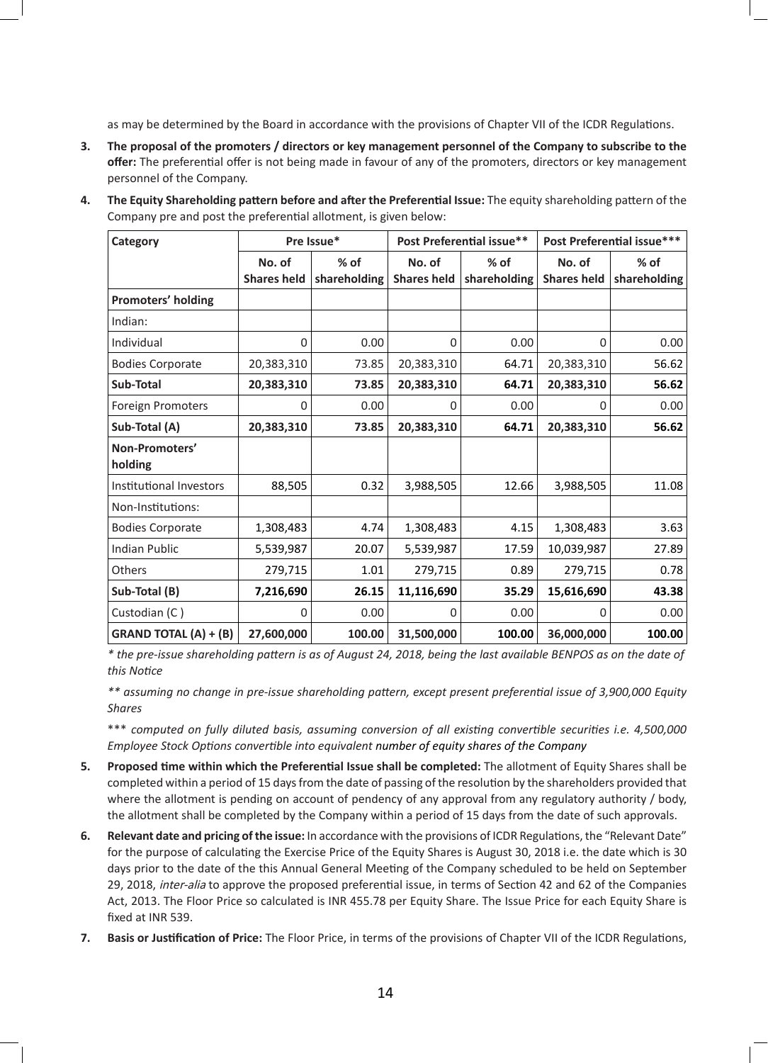as may be determined by the Board in accordance with the provisions of Chapter VII of the ICDR Regulations.

3. **The proposal of the promoters / directors or key management personnel of the Company to subscribe to the offer:** The preferential offer is not being made in favour of any of the promoters, directors or key management personnel of the Company.

4. **The Equity Shareholding pattern before and after the Preferential Issue:** The equity shareholding pattern of the Company pre and post the preferential allotment, is given below:

| Category | Pre Issue* | | Post Preferential issue** | | Post Preferential issue*** | |
|---|---|---|---|---|---|---|
| | No. of Shares held | % of shareholding | No. of Shares held | % of shareholding | No. of Shares held | % of shareholding |
| **Promoters' holding** | | | | | | |
| Indian: | | | | | | |
| Individual | 0 | 0.00 | 0 | 0.00 | 0 | 0.00 |
| Bodies Corporate | 20,383,310 | 73.85 | 20,383,310 | 64.71 | 20,383,310 | 56.62 |
| **Sub-Total** | **20,383,310** | **73.85** | **20,383,310** | **64.71** | **20,383,310** | **56.62** |
| Foreign Promoters | 0 | 0.00 | 0 | 0.00 | 0 | 0.00 |
| **Sub-Total (A)** | **20,383,310** | **73.85** | **20,383,310** | **64.71** | **20,383,310** | **56.62** |
| **Non-Promoters' holding** | | | | | | |
| Institutional Investors | 88,505 | 0.32 | 3,988,505 | 12.66 | 3,988,505 | 11.08 |
| Non-Institutions: | | | | | | |
| Bodies Corporate | 1,308,483 | 4.74 | 1,308,483 | 4.15 | 1,308,483 | 3.63 |
| Indian Public | 5,539,987 | 20.07 | 5,539,987 | 17.59 | 10,039,987 | 27.89 |
| Others | 279,715 | 1.01 | 279,715 | 0.89 | 279,715 | 0.78 |
| **Sub-Total (B)** | **7,216,690** | **26.15** | **11,116,690** | **35.29** | **15,616,690** | **43.38** |
| Custodian (C ) | 0 | 0.00 | 0 | 0.00 | 0 | 0.00 |
| **GRAND TOTAL (A) + (B)** | **27,600,000** | **100.00** | **31,500,000** | **100.00** | **36,000,000** | **100.00** |

*\* the pre-issue shareholding pattern is as of August 24, 2018, being the last available BENPOS as on the date of this Notice*

*\*\* assuming no change in pre-issue shareholding pattern, except present preferential issue of 3,900,000 Equity Shares*

\*\*\* *computed on fully diluted basis, assuming conversion of all existing convertible securities i.e. 4,500,000 Employee Stock Options convertible into equivalent number of equity shares of the Company*

5. **Proposed time within which the Preferential Issue shall be completed:** The allotment of Equity Shares shall be completed within a period of 15 days from the date of passing of the resolution by the shareholders provided that where the allotment is pending on account of pendency of any approval from any regulatory authority / body, the allotment shall be completed by the Company within a period of 15 days from the date of such approvals.

6. **Relevant date and pricing of the issue:** In accordance with the provisions of ICDR Regulations, the "Relevant Date" for the purpose of calculating the Exercise Price of the Equity Shares is August 30, 2018 i.e. the date which is 30 days prior to the date of the this Annual General Meeting of the Company scheduled to be held on September 29, 2018, *inter-alia* to approve the proposed preferential issue, in terms of Section 42 and 62 of the Companies Act, 2013. The Floor Price so calculated is INR 455.78 per Equity Share. The Issue Price for each Equity Share is fixed at INR 539.

7. **Basis or Justification of Price:** The Floor Price, in terms of the provisions of Chapter VII of the ICDR Regulations,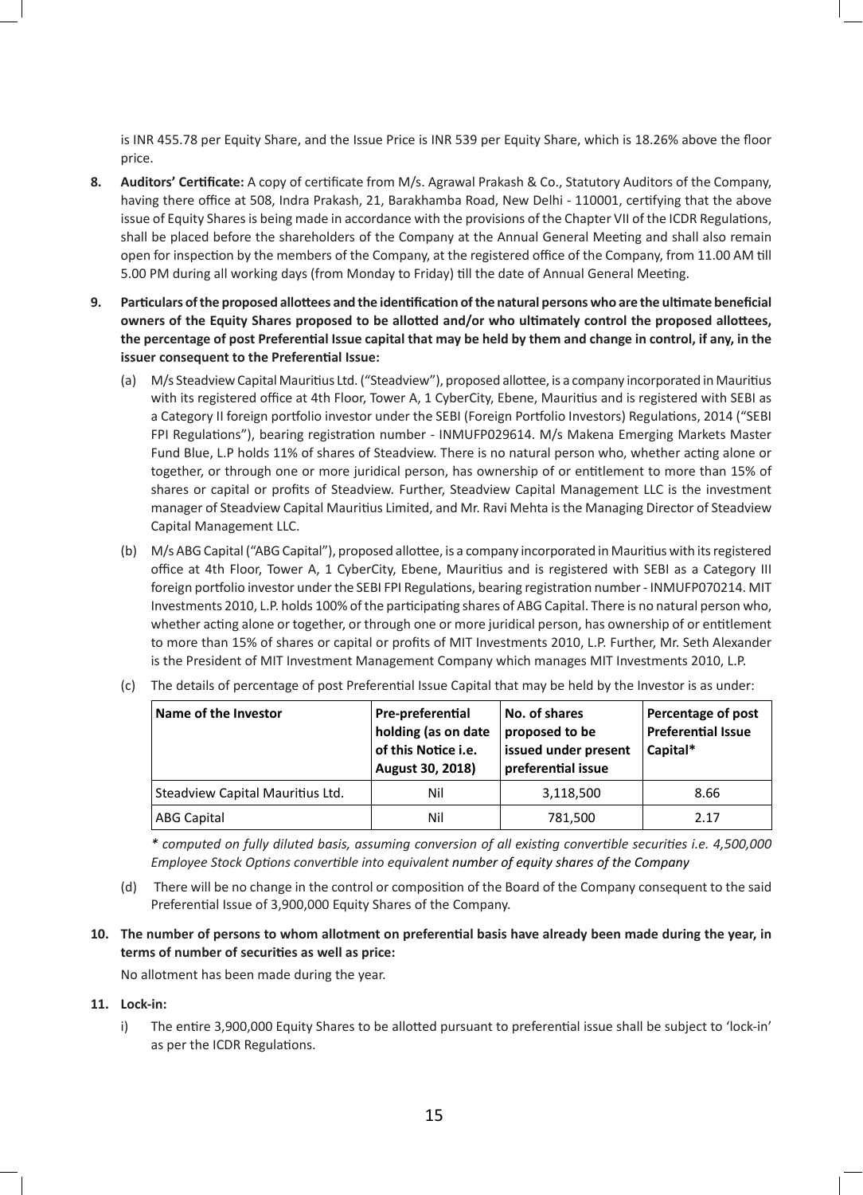is INR 455.78 per Equity Share, and the Issue Price is INR 539 per Equity Share, which is 18.26% above the floor price.

8. **Auditors' Certificate:** A copy of certificate from M/s. Agrawal Prakash & Co., Statutory Auditors of the Company, having there office at 508, Indra Prakash, 21, Barakhamba Road, New Delhi - 110001, certifying that the above issue of Equity Shares is being made in accordance with the provisions of the Chapter VII of the ICDR Regulations, shall be placed before the shareholders of the Company at the Annual General Meeting and shall also remain open for inspection by the members of the Company, at the registered office of the Company, from 11.00 AM till 5.00 PM during all working days (from Monday to Friday) till the date of Annual General Meeting.

9. **Particulars of the proposed allottees and the identification of the natural persons who are the ultimate beneficial owners of the Equity Shares proposed to be allotted and/or who ultimately control the proposed allottees, the percentage of post Preferential Issue capital that may be held by them and change in control, if any, in the issuer consequent to the Preferential Issue:**

   (a) M/s Steadview Capital Mauritius Ltd. ("Steadview"), proposed allottee, is a company incorporated in Mauritius with its registered office at 4th Floor, Tower A, 1 CyberCity, Ebene, Mauritius and is registered with SEBI as a Category II foreign portfolio investor under the SEBI (Foreign Portfolio Investors) Regulations, 2014 ("SEBI FPI Regulations"), bearing registration number - INMUFP029614. M/s Makena Emerging Markets Master Fund Blue, L.P holds 11% of shares of Steadview. There is no natural person who, whether acting alone or together, or through one or more juridical person, has ownership of or entitlement to more than 15% of shares or capital or profits of Steadview. Further, Steadview Capital Management LLC is the investment manager of Steadview Capital Mauritius Limited, and Mr. Ravi Mehta is the Managing Director of Steadview Capital Management LLC.

   (b) M/s ABG Capital ("ABG Capital"), proposed allottee, is a company incorporated in Mauritius with its registered office at 4th Floor, Tower A, 1 CyberCity, Ebene, Mauritius and is registered with SEBI as a Category III foreign portfolio investor under the SEBI FPI Regulations, bearing registration number - INMUFP070214. MIT Investments 2010, L.P. holds 100% of the participating shares of ABG Capital. There is no natural person who, whether acting alone or together, or through one or more juridical person, has ownership of or entitlement to more than 15% of shares or capital or profits of MIT Investments 2010, L.P. Further, Mr. Seth Alexander is the President of MIT Investment Management Company which manages MIT Investments 2010, L.P.

   (c) The details of percentage of post Preferential Issue Capital that may be held by the Investor is as under:

| Name of the Investor | Pre-preferential holding (as on date of this Notice i.e. August 30, 2018) | No. of shares proposed to be issued under present preferential issue | Percentage of post Preferential Issue Capital* |
|---|---|---|---|
| Steadview Capital Mauritius Ltd. | Nil | 3,118,500 | 8.66 |
| ABG Capital | Nil | 781,500 | 2.17 |

   *\* computed on fully diluted basis, assuming conversion of all existing convertible securities i.e. 4,500,000 Employee Stock Options convertible into equivalent number of equity shares of the Company*

   (d) There will be no change in the control or composition of the Board of the Company consequent to the said Preferential Issue of 3,900,000 Equity Shares of the Company.

10. **The number of persons to whom allotment on preferential basis have already been made during the year, in terms of number of securities as well as price:**

    No allotment has been made during the year.

11. **Lock-in:**

    i) The entire 3,900,000 Equity Shares to be allotted pursuant to preferential issue shall be subject to 'lock-in' as per the ICDR Regulations.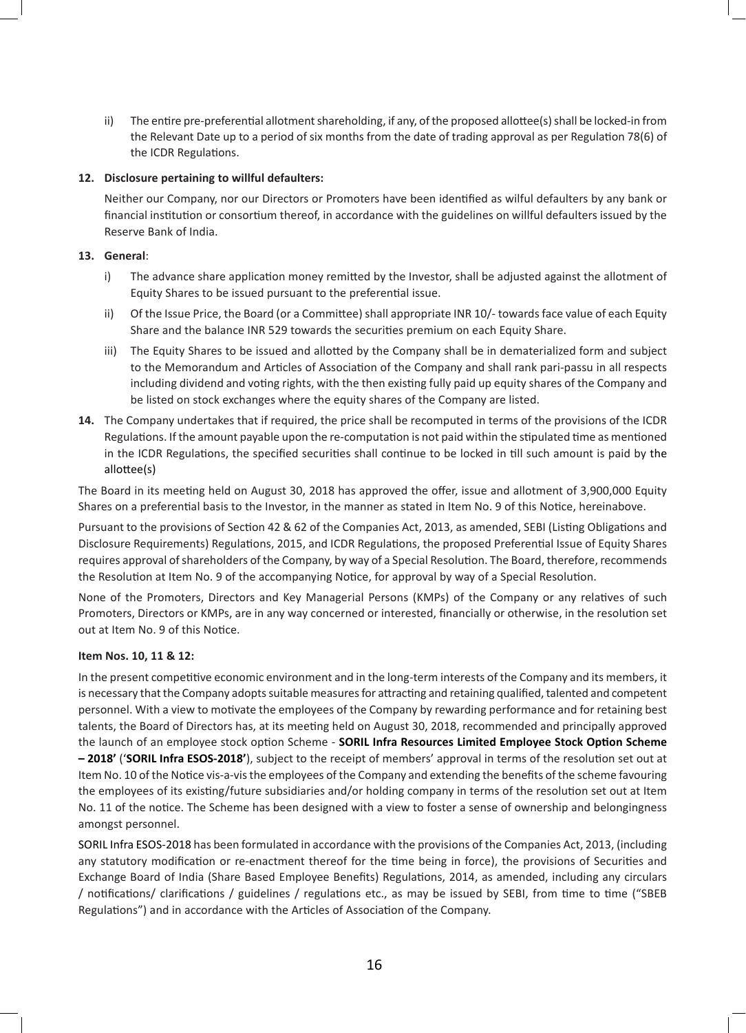ii) The entire pre-preferential allotment shareholding, if any, of the proposed allottee(s) shall be locked-in from the Relevant Date up to a period of six months from the date of trading approval as per Regulation 78(6) of the ICDR Regulations.

**12. Disclosure pertaining to willful defaulters:**

Neither our Company, nor our Directors or Promoters have been identified as wilful defaulters by any bank or financial institution or consortium thereof, in accordance with the guidelines on willful defaulters issued by the Reserve Bank of India.

**13. General**:

i) The advance share application money remitted by the Investor, shall be adjusted against the allotment of Equity Shares to be issued pursuant to the preferential issue.

ii) Of the Issue Price, the Board (or a Committee) shall appropriate INR 10/- towards face value of each Equity Share and the balance INR 529 towards the securities premium on each Equity Share.

iii) The Equity Shares to be issued and allotted by the Company shall be in dematerialized form and subject to the Memorandum and Articles of Association of the Company and shall rank pari-passu in all respects including dividend and voting rights, with the then existing fully paid up equity shares of the Company and be listed on stock exchanges where the equity shares of the Company are listed.

**14.** The Company undertakes that if required, the price shall be recomputed in terms of the provisions of the ICDR Regulations. If the amount payable upon the re-computation is not paid within the stipulated time as mentioned in the ICDR Regulations, the specified securities shall continue to be locked in till such amount is paid by the allottee(s)

The Board in its meeting held on August 30, 2018 has approved the offer, issue and allotment of 3,900,000 Equity Shares on a preferential basis to the Investor, in the manner as stated in Item No. 9 of this Notice, hereinabove.

Pursuant to the provisions of Section 42 & 62 of the Companies Act, 2013, as amended, SEBI (Listing Obligations and Disclosure Requirements) Regulations, 2015, and ICDR Regulations, the proposed Preferential Issue of Equity Shares requires approval of shareholders of the Company, by way of a Special Resolution. The Board, therefore, recommends the Resolution at Item No. 9 of the accompanying Notice, for approval by way of a Special Resolution.

None of the Promoters, Directors and Key Managerial Persons (KMPs) of the Company or any relatives of such Promoters, Directors or KMPs, are in any way concerned or interested, financially or otherwise, in the resolution set out at Item No. 9 of this Notice.

**Item Nos. 10, 11 & 12:**

In the present competitive economic environment and in the long-term interests of the Company and its members, it is necessary that the Company adopts suitable measures for attracting and retaining qualified, talented and competent personnel. With a view to motivate the employees of the Company by rewarding performance and for retaining best talents, the Board of Directors has, at its meeting held on August 30, 2018, recommended and principally approved the launch of an employee stock option Scheme - **SORIL Infra Resources Limited Employee Stock Option Scheme – 2018'** ('**SORIL Infra ESOS-2018'**), subject to the receipt of members' approval in terms of the resolution set out at Item No. 10 of the Notice vis-a-vis the employees of the Company and extending the benefits of the scheme favouring the employees of its existing/future subsidiaries and/or holding company in terms of the resolution set out at Item No. 11 of the notice. The Scheme has been designed with a view to foster a sense of ownership and belongingness amongst personnel.

SORIL Infra ESOS-2018 has been formulated in accordance with the provisions of the Companies Act, 2013, (including any statutory modification or re-enactment thereof for the time being in force), the provisions of Securities and Exchange Board of India (Share Based Employee Benefits) Regulations, 2014, as amended, including any circulars / notifications/ clarifications / guidelines / regulations etc., as may be issued by SEBI, from time to time ("SBEB Regulations") and in accordance with the Articles of Association of the Company.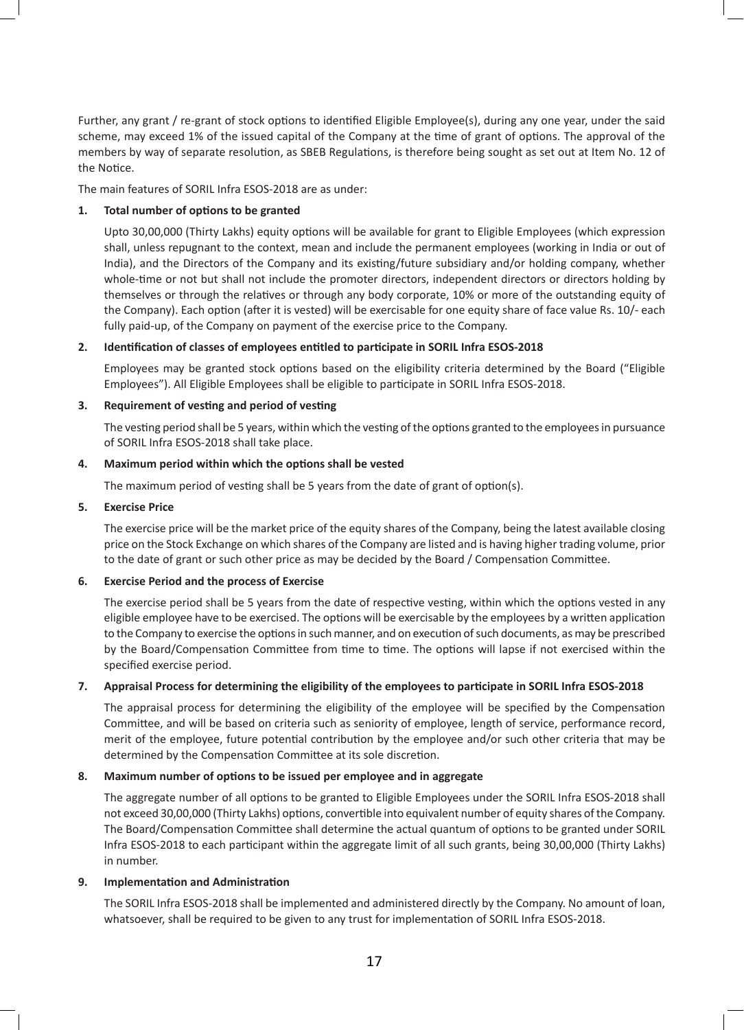Further, any grant / re-grant of stock options to identified Eligible Employee(s), during any one year, under the said scheme, may exceed 1% of the issued capital of the Company at the time of grant of options. The approval of the members by way of separate resolution, as SBEB Regulations, is therefore being sought as set out at Item No. 12 of the Notice.

The main features of SORIL Infra ESOS-2018 are as under:

**1. Total number of options to be granted**

Upto 30,00,000 (Thirty Lakhs) equity options will be available for grant to Eligible Employees (which expression shall, unless repugnant to the context, mean and include the permanent employees (working in India or out of India), and the Directors of the Company and its existing/future subsidiary and/or holding company, whether whole-time or not but shall not include the promoter directors, independent directors or directors holding by themselves or through the relatives or through any body corporate, 10% or more of the outstanding equity of the Company). Each option (after it is vested) will be exercisable for one equity share of face value Rs. 10/- each fully paid-up, of the Company on payment of the exercise price to the Company.

**2. Identification of classes of employees entitled to participate in SORIL Infra ESOS-2018**

Employees may be granted stock options based on the eligibility criteria determined by the Board ("Eligible Employees"). All Eligible Employees shall be eligible to participate in SORIL Infra ESOS-2018.

**3. Requirement of vesting and period of vesting**

The vesting period shall be 5 years, within which the vesting of the options granted to the employees in pursuance of SORIL Infra ESOS-2018 shall take place.

**4. Maximum period within which the options shall be vested**

The maximum period of vesting shall be 5 years from the date of grant of option(s).

**5. Exercise Price**

The exercise price will be the market price of the equity shares of the Company, being the latest available closing price on the Stock Exchange on which shares of the Company are listed and is having higher trading volume, prior to the date of grant or such other price as may be decided by the Board / Compensation Committee.

**6. Exercise Period and the process of Exercise**

The exercise period shall be 5 years from the date of respective vesting, within which the options vested in any eligible employee have to be exercised. The options will be exercisable by the employees by a written application to the Company to exercise the options in such manner, and on execution of such documents, as may be prescribed by the Board/Compensation Committee from time to time. The options will lapse if not exercised within the specified exercise period.

**7. Appraisal Process for determining the eligibility of the employees to participate in SORIL Infra ESOS-2018**

The appraisal process for determining the eligibility of the employee will be specified by the Compensation Committee, and will be based on criteria such as seniority of employee, length of service, performance record, merit of the employee, future potential contribution by the employee and/or such other criteria that may be determined by the Compensation Committee at its sole discretion.

**8. Maximum number of options to be issued per employee and in aggregate**

The aggregate number of all options to be granted to Eligible Employees under the SORIL Infra ESOS-2018 shall not exceed 30,00,000 (Thirty Lakhs) options, convertible into equivalent number of equity shares of the Company. The Board/Compensation Committee shall determine the actual quantum of options to be granted under SORIL Infra ESOS-2018 to each participant within the aggregate limit of all such grants, being 30,00,000 (Thirty Lakhs) in number.

**9. Implementation and Administration**

The SORIL Infra ESOS-2018 shall be implemented and administered directly by the Company. No amount of loan, whatsoever, shall be required to be given to any trust for implementation of SORIL Infra ESOS-2018.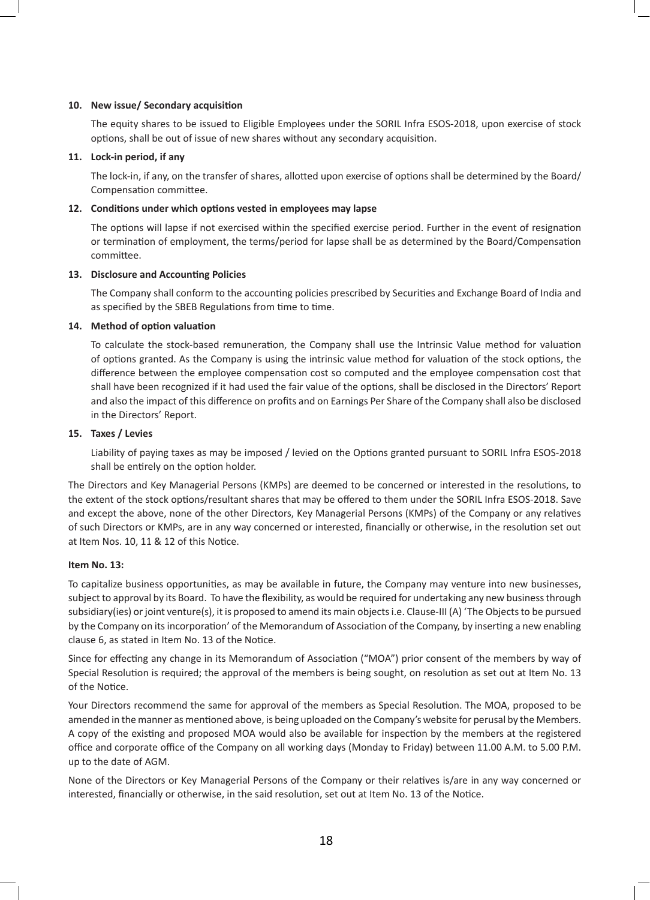**10. New issue/ Secondary acquisition**

The equity shares to be issued to Eligible Employees under the SORIL Infra ESOS-2018, upon exercise of stock options, shall be out of issue of new shares without any secondary acquisition.

**11. Lock-in period, if any**

The lock-in, if any, on the transfer of shares, allotted upon exercise of options shall be determined by the Board/ Compensation committee.

**12. Conditions under which options vested in employees may lapse**

The options will lapse if not exercised within the specified exercise period. Further in the event of resignation or termination of employment, the terms/period for lapse shall be as determined by the Board/Compensation committee.

**13. Disclosure and Accounting Policies**

The Company shall conform to the accounting policies prescribed by Securities and Exchange Board of India and as specified by the SBEB Regulations from time to time.

**14. Method of option valuation**

To calculate the stock-based remuneration, the Company shall use the Intrinsic Value method for valuation of options granted. As the Company is using the intrinsic value method for valuation of the stock options, the difference between the employee compensation cost so computed and the employee compensation cost that shall have been recognized if it had used the fair value of the options, shall be disclosed in the Directors' Report and also the impact of this difference on profits and on Earnings Per Share of the Company shall also be disclosed in the Directors' Report.

**15. Taxes / Levies**

Liability of paying taxes as may be imposed / levied on the Options granted pursuant to SORIL Infra ESOS-2018 shall be entirely on the option holder.

The Directors and Key Managerial Persons (KMPs) are deemed to be concerned or interested in the resolutions, to the extent of the stock options/resultant shares that may be offered to them under the SORIL Infra ESOS-2018. Save and except the above, none of the other Directors, Key Managerial Persons (KMPs) of the Company or any relatives of such Directors or KMPs, are in any way concerned or interested, financially or otherwise, in the resolution set out at Item Nos. 10, 11 & 12 of this Notice.

**Item No. 13:**

To capitalize business opportunities, as may be available in future, the Company may venture into new businesses, subject to approval by its Board. To have the flexibility, as would be required for undertaking any new business through subsidiary(ies) or joint venture(s), it is proposed to amend its main objects i.e. Clause-III (A) 'The Objects to be pursued by the Company on its incorporation' of the Memorandum of Association of the Company, by inserting a new enabling clause 6, as stated in Item No. 13 of the Notice.

Since for effecting any change in its Memorandum of Association ("MOA") prior consent of the members by way of Special Resolution is required; the approval of the members is being sought, on resolution as set out at Item No. 13 of the Notice.

Your Directors recommend the same for approval of the members as Special Resolution. The MOA, proposed to be amended in the manner as mentioned above, is being uploaded on the Company's website for perusal by the Members. A copy of the existing and proposed MOA would also be available for inspection by the members at the registered office and corporate office of the Company on all working days (Monday to Friday) between 11.00 A.M. to 5.00 P.M. up to the date of AGM.

None of the Directors or Key Managerial Persons of the Company or their relatives is/are in any way concerned or interested, financially or otherwise, in the said resolution, set out at Item No. 13 of the Notice.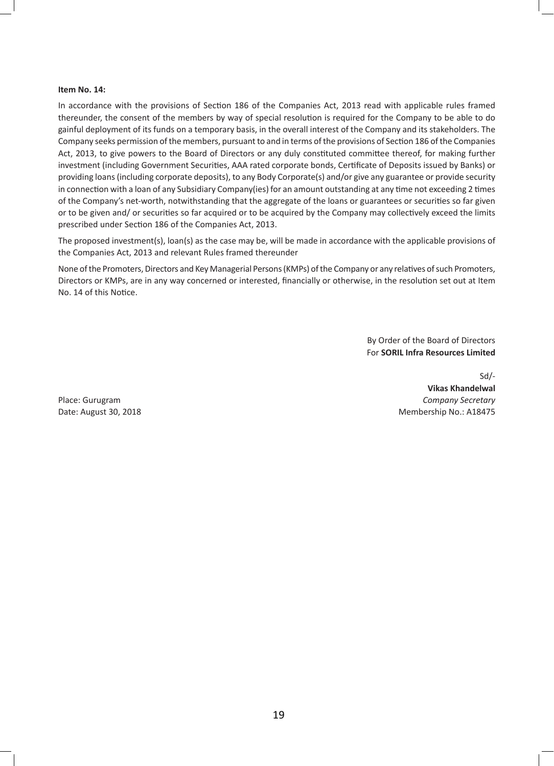**Item No. 14:**

In accordance with the provisions of Section 186 of the Companies Act, 2013 read with applicable rules framed thereunder, the consent of the members by way of special resolution is required for the Company to be able to do gainful deployment of its funds on a temporary basis, in the overall interest of the Company and its stakeholders. The Company seeks permission of the members, pursuant to and in terms of the provisions of Section 186 of the Companies Act, 2013, to give powers to the Board of Directors or any duly constituted committee thereof, for making further investment (including Government Securities, AAA rated corporate bonds, Certificate of Deposits issued by Banks) or providing loans (including corporate deposits), to any Body Corporate(s) and/or give any guarantee or provide security in connection with a loan of any Subsidiary Company(ies) for an amount outstanding at any time not exceeding 2 times of the Company's net-worth, notwithstanding that the aggregate of the loans or guarantees or securities so far given or to be given and/ or securities so far acquired or to be acquired by the Company may collectively exceed the limits prescribed under Section 186 of the Companies Act, 2013.

The proposed investment(s), loan(s) as the case may be, will be made in accordance with the applicable provisions of the Companies Act, 2013 and relevant Rules framed thereunder

None of the Promoters, Directors and Key Managerial Persons (KMPs) of the Company or any relatives of such Promoters, Directors or KMPs, are in any way concerned or interested, financially or otherwise, in the resolution set out at Item No. 14 of this Notice.

By Order of the Board of Directors
For **SORIL Infra Resources Limited**

Sd/-
**Vikas Khandelwal**
*Company Secretary*
Membership No.: A18475

Place: Gurugram
Date: August 30, 2018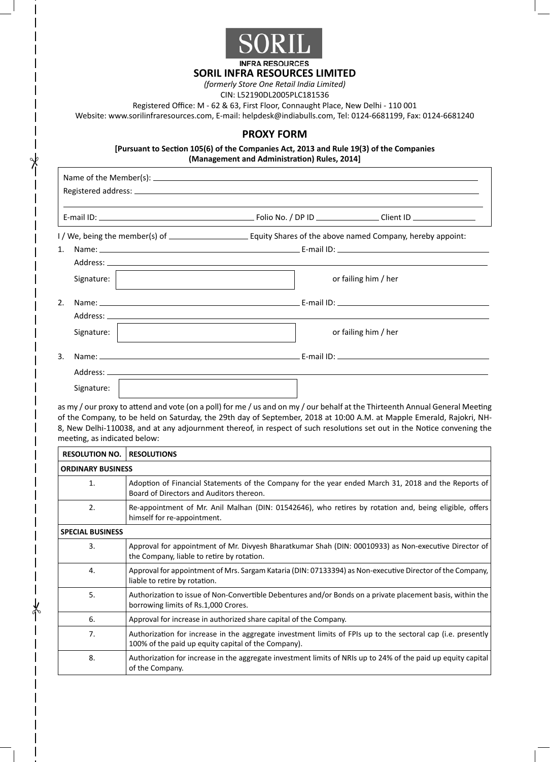SORIL

INFRA RESOURCES

# SORIL INFRA RESOURCES LIMITED

*(formerly Store One Retail India Limited)*

CIN: L52190DL2005PLC181536

Registered Office: M - 62 & 63, First Floor, Connaught Place, New Delhi - 110 001

Website: www.sorilinfraresources.com, E-mail: helpdesk@indiabulls.com, Tel: 0124-6681199, Fax: 0124-6681240

## PROXY FORM

**[Pursuant to Section 105(6) of the Companies Act, 2013 and Rule 19(3) of the Companies (Management and Administration) Rules, 2014]**

Name of the Member(s): ____________________

Registered address: ____________________

E-mail ID: ____________________ Folio No. / DP ID ____________ Client ID ____________

I / We, being the member(s) of ____________ Equity Shares of the above named Company, hereby appoint:

1. Name: ____________________ E-mail ID: ____________________
   Address: ____________________
   Signature: ____________________ or failing him / her

2. Name: ____________________ E-mail ID: ____________________
   Address: ____________________
   Signature: ____________________ or failing him / her

3. Name: ____________________ E-mail ID: ____________________
   Address: ____________________
   Signature: ____________________

as my / our proxy to attend and vote (on a poll) for me / us and on my / our behalf at the Thirteenth Annual General Meeting of the Company, to be held on Saturday, the 29th day of September, 2018 at 10:00 A.M. at Mapple Emerald, Rajokri, NH-8, New Delhi-110038, and at any adjournment thereof, in respect of such resolutions set out in the Notice convening the meeting, as indicated below:

| RESOLUTION NO. | RESOLUTIONS |
|---|---|
| **ORDINARY BUSINESS** | |
| 1. | Adoption of Financial Statements of the Company for the year ended March 31, 2018 and the Reports of Board of Directors and Auditors thereon. |
| 2. | Re-appointment of Mr. Anil Malhan (DIN: 01542646), who retires by rotation and, being eligible, offers himself for re-appointment. |
| **SPECIAL BUSINESS** | |
| 3. | Approval for appointment of Mr. Divyesh Bharatkumar Shah (DIN: 00010933) as Non-executive Director of the Company, liable to retire by rotation. |
| 4. | Approval for appointment of Mrs. Sargam Kataria (DIN: 07133394) as Non-executive Director of the Company, liable to retire by rotation. |
| 5. | Authorization to issue of Non-Convertible Debentures and/or Bonds on a private placement basis, within the borrowing limits of Rs.1,000 Crores. |
| 6. | Approval for increase in authorized share capital of the Company. |
| 7. | Authorization for increase in the aggregate investment limits of FPIs up to the sectoral cap (i.e. presently 100% of the paid up equity capital of the Company). |
| 8. | Authorization for increase in the aggregate investment limits of NRIs up to 24% of the paid up equity capital of the Company. |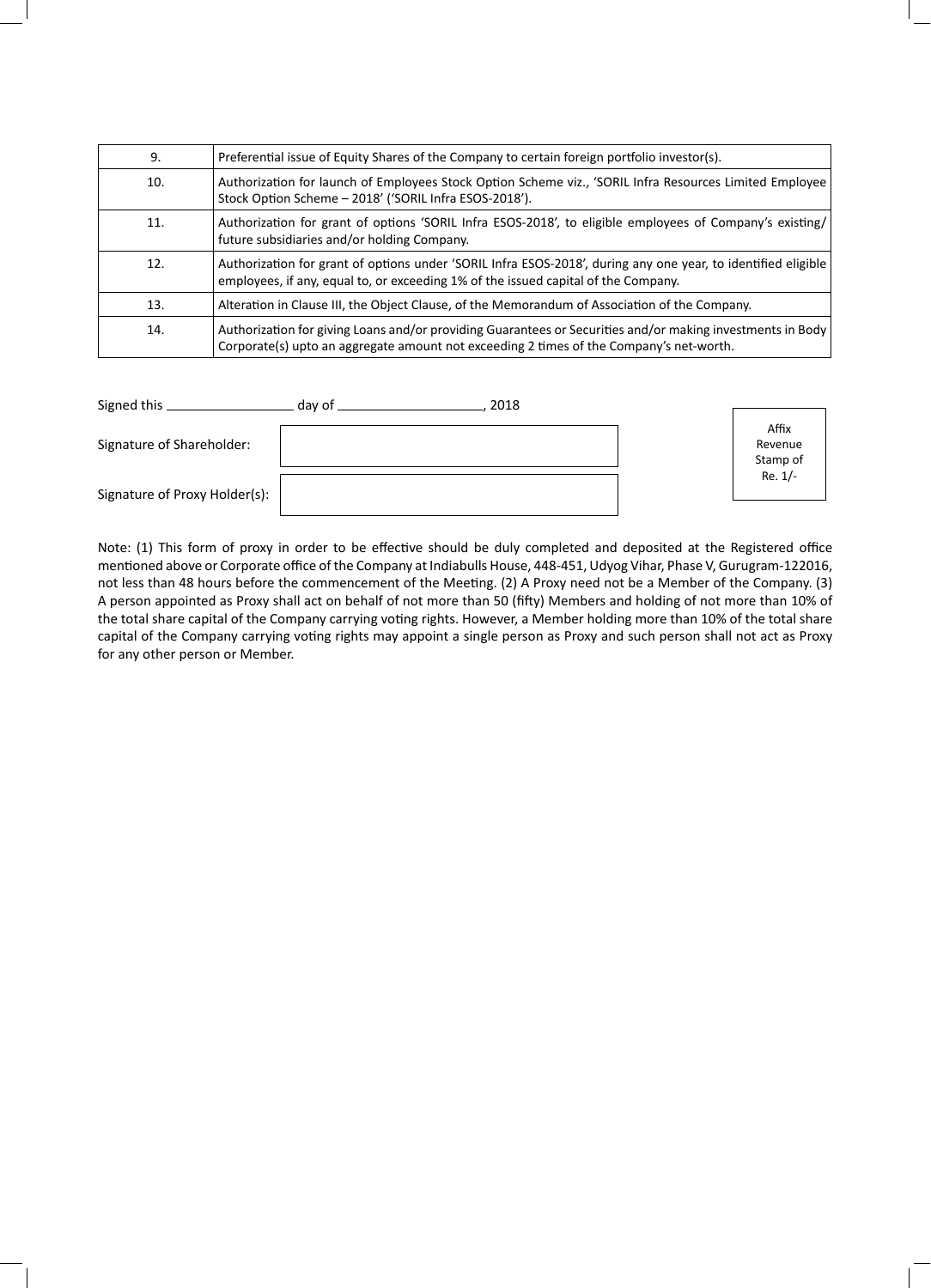| 9. | Preferential issue of Equity Shares of the Company to certain foreign portfolio investor(s). |
|---|---|
| 10. | Authorization for launch of Employees Stock Option Scheme viz., 'SORIL Infra Resources Limited Employee Stock Option Scheme – 2018' ('SORIL Infra ESOS-2018'). |
| 11. | Authorization for grant of options 'SORIL Infra ESOS-2018', to eligible employees of Company's existing/ future subsidiaries and/or holding Company. |
| 12. | Authorization for grant of options under 'SORIL Infra ESOS-2018', during any one year, to identified eligible employees, if any, equal to, or exceeding 1% of the issued capital of the Company. |
| 13. | Alteration in Clause III, the Object Clause, of the Memorandum of Association of the Company. |
| 14. | Authorization for giving Loans and/or providing Guarantees or Securities and/or making investments in Body Corporate(s) upto an aggregate amount not exceeding 2 times of the Company's net-worth. |

Signed this ________________ day of ____________________, 2018

Signature of Shareholder: ______________________

Signature of Proxy Holder(s): ______________________

Affix Revenue Stamp of Re. 1/-

Note: (1) This form of proxy in order to be effective should be duly completed and deposited at the Registered office mentioned above or Corporate office of the Company at Indiabulls House, 448-451, Udyog Vihar, Phase V, Gurugram-122016, not less than 48 hours before the commencement of the Meeting. (2) A Proxy need not be a Member of the Company. (3) A person appointed as Proxy shall act on behalf of not more than 50 (fifty) Members and holding of not more than 10% of the total share capital of the Company carrying voting rights. However, a Member holding more than 10% of the total share capital of the Company carrying voting rights may appoint a single person as Proxy and such person shall not act as Proxy for any other person or Member.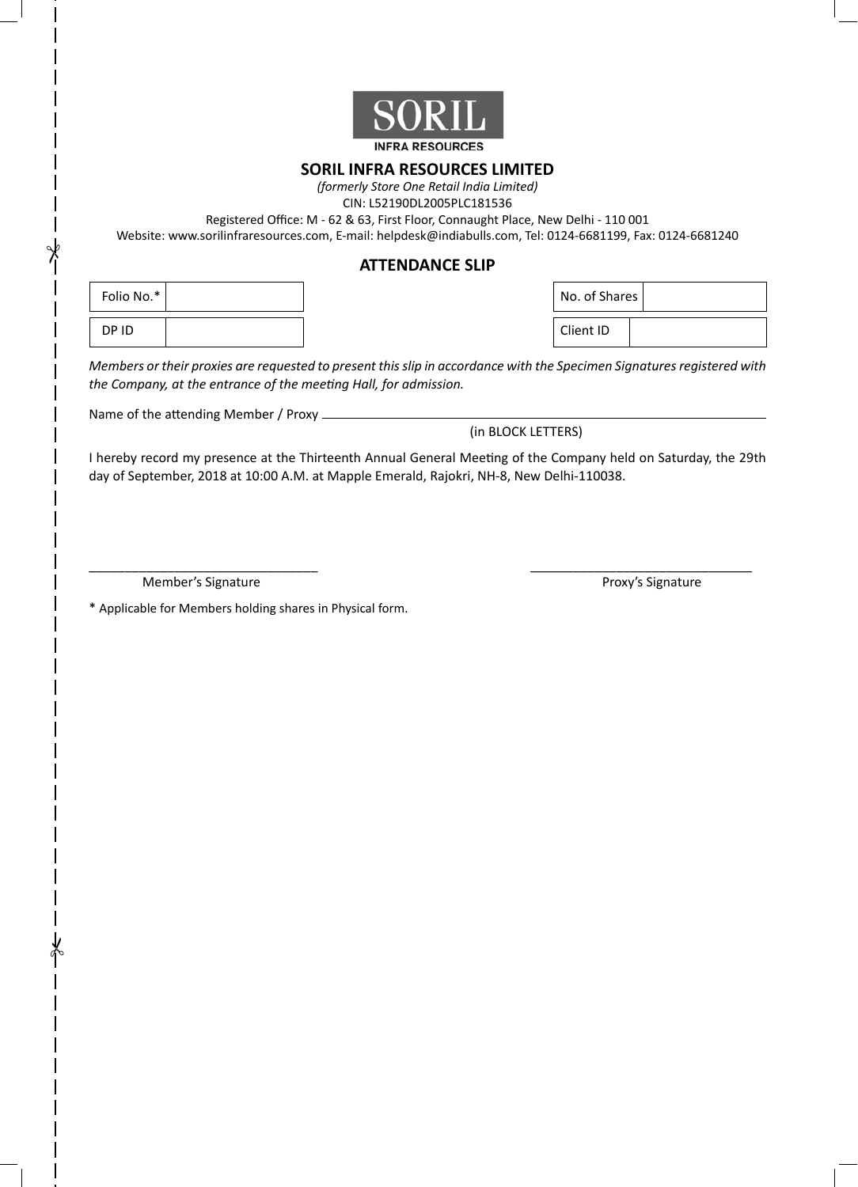SORIL

INFRA RESOURCES

## SORIL INFRA RESOURCES LIMITED

*(formerly Store One Retail India Limited)*

CIN: L52190DL2005PLC181536

Registered Office: M - 62 & 63, First Floor, Connaught Place, New Delhi - 110 001

Website: www.sorilinfraresources.com, E-mail: helpdesk@indiabulls.com, Tel: 0124-6681199, Fax: 0124-6681240

## ATTENDANCE SLIP

| Folio No.* | | | No. of Shares | |
|---|---|---|---|---|
| DP ID | | | Client ID | |

*Members or their proxies are requested to present this slip in accordance with the Specimen Signatures registered with the Company, at the entrance of the meeting Hall, for admission.*

Name of the attending Member / Proxy ________________________________________

(in BLOCK LETTERS)

I hereby record my presence at the Thirteenth Annual General Meeting of the Company held on Saturday, the 29th day of September, 2018 at 10:00 A.M. at Mapple Emerald, Rajokri, NH-8, New Delhi-110038.

________________________________ ________________________________

Member's Signature Proxy's Signature

* Applicable for Members holding shares in Physical form.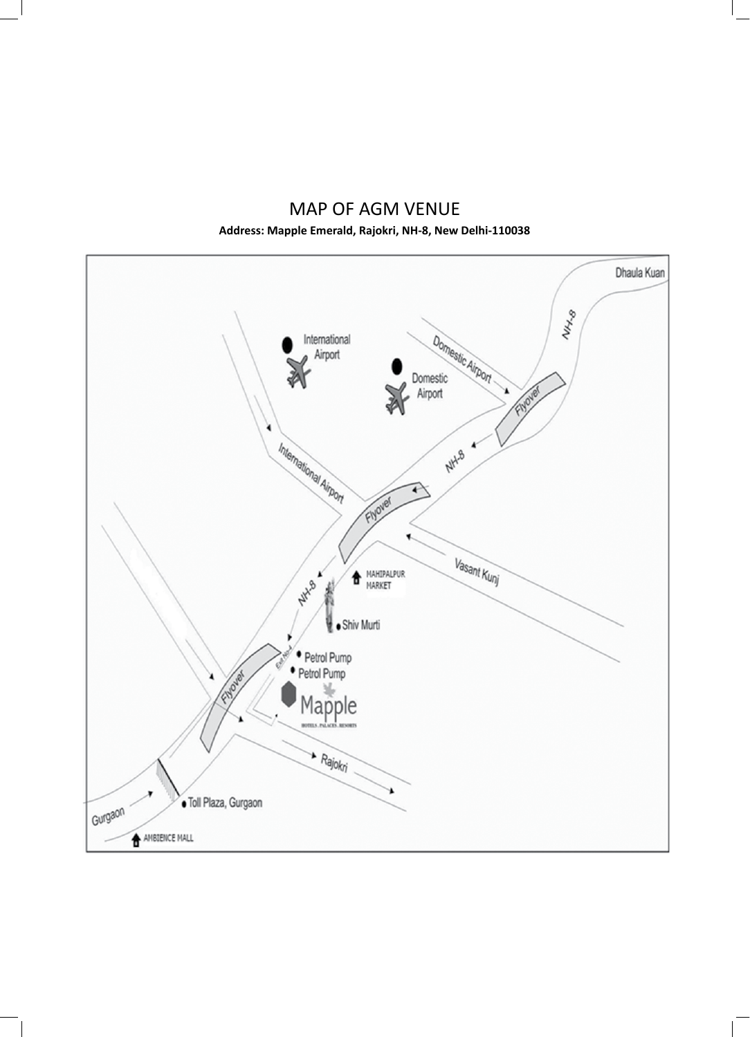# MAP OF AGM VENUE

**Address: Mapple Emerald, Rajokri, NH-8, New Delhi-110038**

Dhaula Kuan
NH-8
International Airport
Domestic Airport
Domestic Airport
Flyover
NH-8
International Airport
Flyover
Vasant Kunj
MAHIPALPUR MARKET
NH-8
Shiv Murti
Exit No. 4
Petrol Pump
Petrol Pump
Flyover
Mapple
HOTELS . PALACES . RESORTS
Rajokri
Gurgaon
Toll Plaza, Gurgaon
AMBIENCE MALL